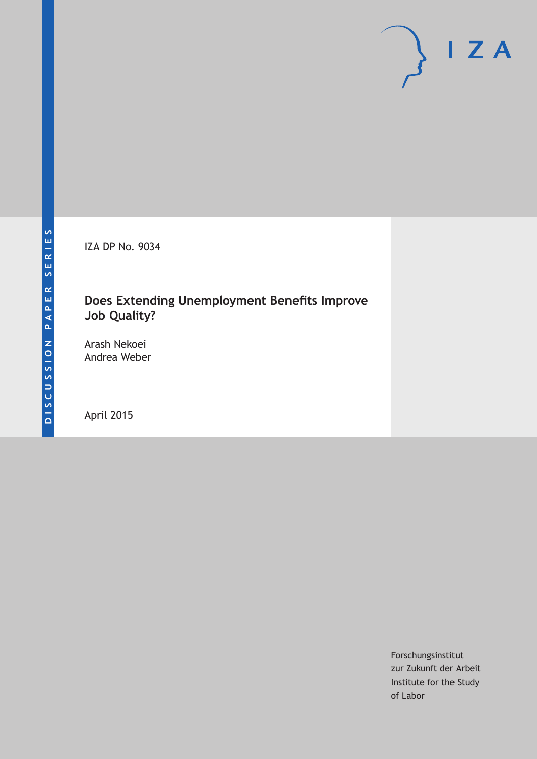DISCUSSION PAPER SERIES

IZA DP No. 9034

# Does Extending Unemployment Benefits Improve Job Quality?

Arash Nekoei
Andrea Weber

April 2015

Forschungsinstitut
zur Zukunft der Arbeit
Institute for the Study
of Labor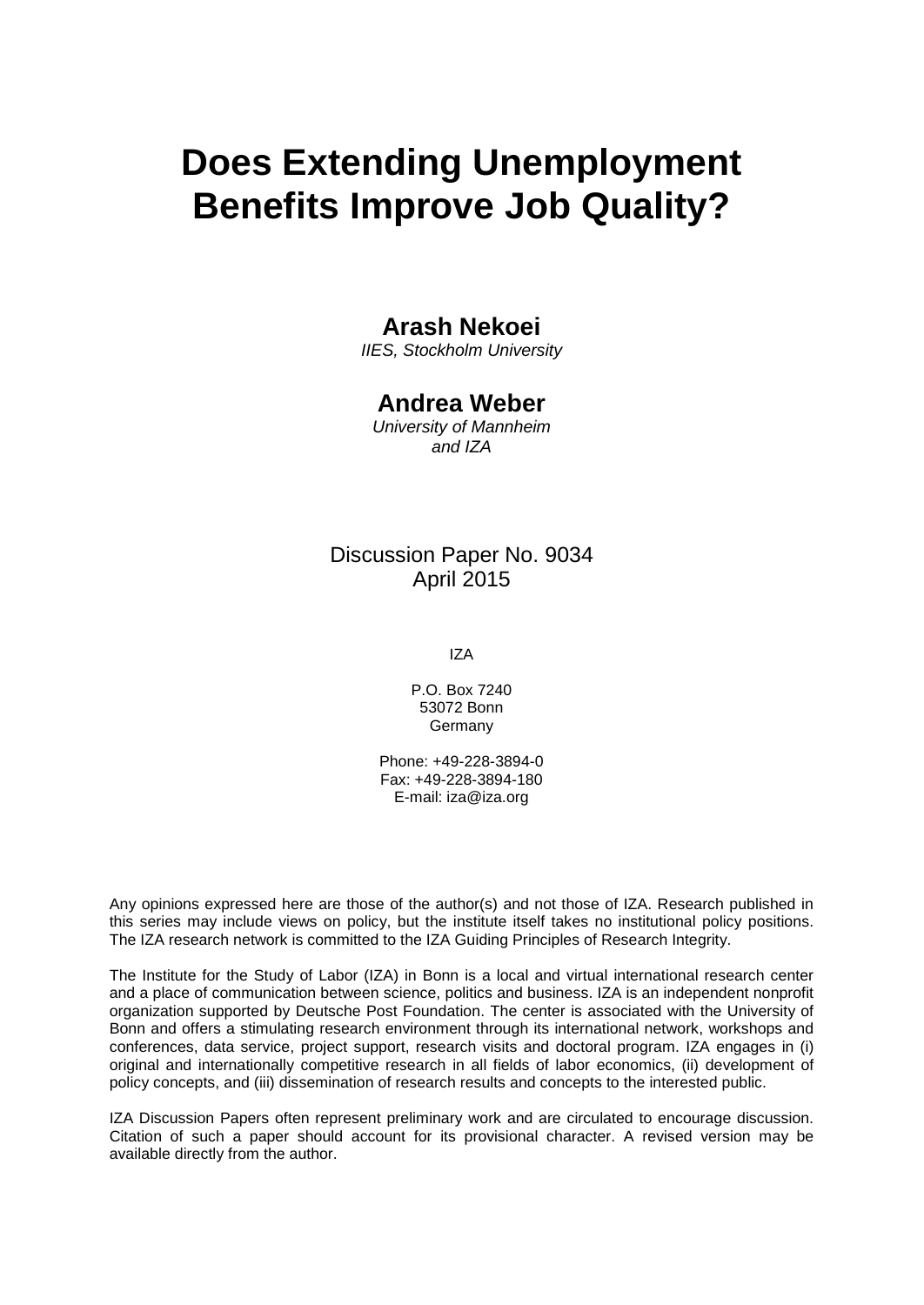# Does Extending Unemployment Benefits Improve Job Quality?

**Arash Nekoei**
*IIES, Stockholm University*

**Andrea Weber**
*University of Mannheim and IZA*

Discussion Paper No. 9034
April 2015

IZA

P.O. Box 7240
53072 Bonn
Germany

Phone: +49-228-3894-0
Fax: +49-228-3894-180
E-mail: iza@iza.org

Any opinions expressed here are those of the author(s) and not those of IZA. Research published in this series may include views on policy, but the institute itself takes no institutional policy positions. The IZA research network is committed to the IZA Guiding Principles of Research Integrity.

The Institute for the Study of Labor (IZA) in Bonn is a local and virtual international research center and a place of communication between science, politics and business. IZA is an independent nonprofit organization supported by Deutsche Post Foundation. The center is associated with the University of Bonn and offers a stimulating research environment through its international network, workshops and conferences, data service, project support, research visits and doctoral program. IZA engages in (i) original and internationally competitive research in all fields of labor economics, (ii) development of policy concepts, and (iii) dissemination of research results and concepts to the interested public.

IZA Discussion Papers often represent preliminary work and are circulated to encourage discussion. Citation of such a paper should account for its provisional character. A revised version may be available directly from the author.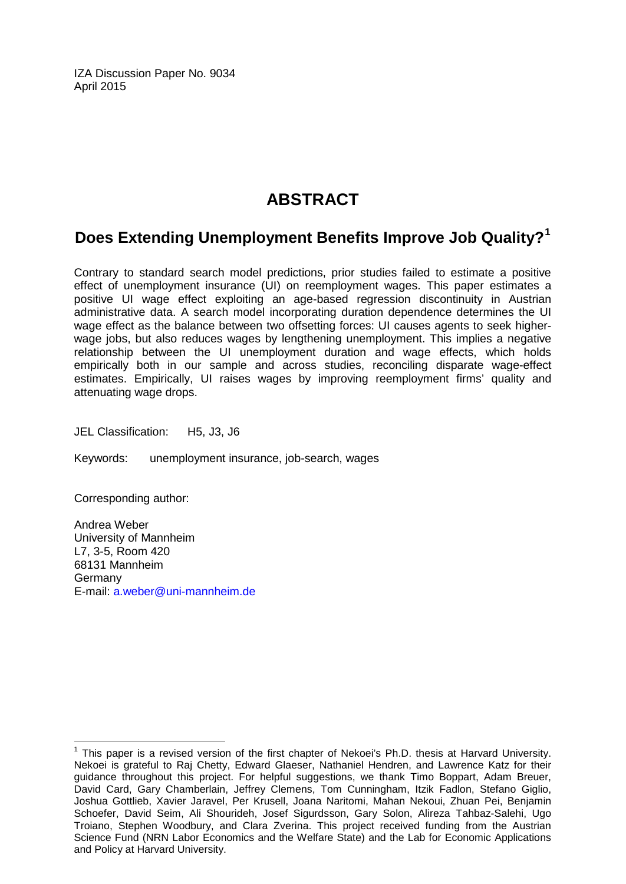IZA Discussion Paper No. 9034
April 2015

# ABSTRACT

## Does Extending Unemployment Benefits Improve Job Quality?[1]

Contrary to standard search model predictions, prior studies failed to estimate a positive effect of unemployment insurance (UI) on reemployment wages. This paper estimates a positive UI wage effect exploiting an age-based regression discontinuity in Austrian administrative data. A search model incorporating duration dependence determines the UI wage effect as the balance between two offsetting forces: UI causes agents to seek higher-wage jobs, but also reduces wages by lengthening unemployment. This implies a negative relationship between the UI unemployment duration and wage effects, which holds empirically both in our sample and across studies, reconciling disparate wage-effect estimates. Empirically, UI raises wages by improving reemployment firms' quality and attenuating wage drops.

JEL Classification: H5, J3, J6

Keywords: unemployment insurance, job-search, wages

Corresponding author:

Andrea Weber
University of Mannheim
L7, 3-5, Room 420
68131 Mannheim
Germany
E-mail: a.weber@uni-mannheim.de

[1] This paper is a revised version of the first chapter of Nekoei's Ph.D. thesis at Harvard University. Nekoei is grateful to Raj Chetty, Edward Glaeser, Nathaniel Hendren, and Lawrence Katz for their guidance throughout this project. For helpful suggestions, we thank Timo Boppart, Adam Breuer, David Card, Gary Chamberlain, Jeffrey Clemens, Tom Cunningham, Itzik Fadlon, Stefano Giglio, Joshua Gottlieb, Xavier Jaravel, Per Krusell, Joana Naritomi, Mahan Nekoui, Zhuan Pei, Benjamin Schoefer, David Seim, Ali Shourideh, Josef Sigurdsson, Gary Solon, Alireza Tahbaz-Salehi, Ugo Troiano, Stephen Woodbury, and Clara Zverina. This project received funding from the Austrian Science Fund (NRN Labor Economics and the Welfare State) and the Lab for Economic Applications and Policy at Harvard University.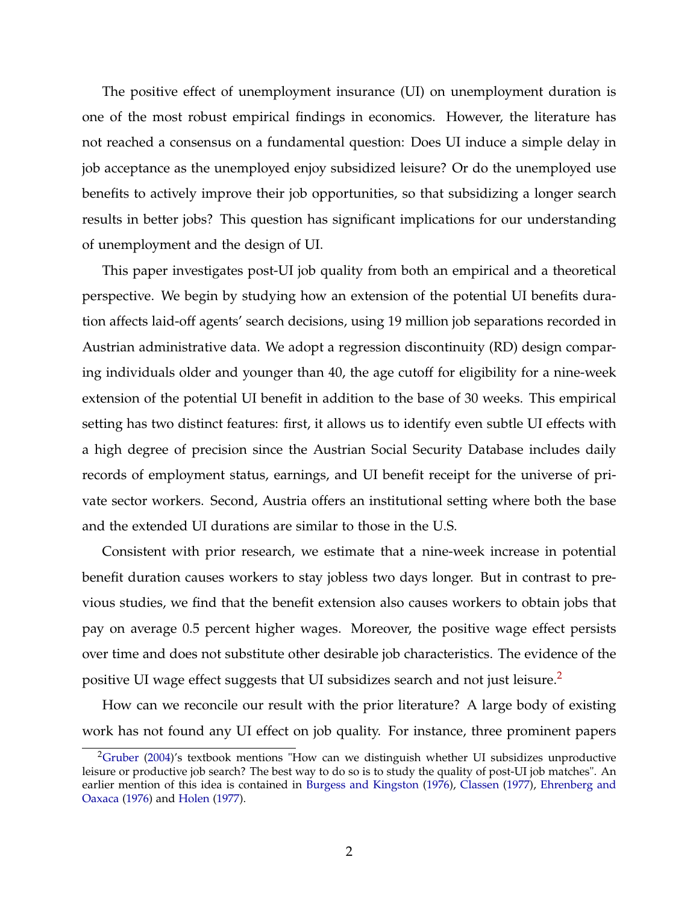The positive effect of unemployment insurance (UI) on unemployment duration is one of the most robust empirical findings in economics. However, the literature has not reached a consensus on a fundamental question: Does UI induce a simple delay in job acceptance as the unemployed enjoy subsidized leisure? Or do the unemployed use benefits to actively improve their job opportunities, so that subsidizing a longer search results in better jobs? This question has significant implications for our understanding of unemployment and the design of UI.

This paper investigates post-UI job quality from both an empirical and a theoretical perspective. We begin by studying how an extension of the potential UI benefits duration affects laid-off agents' search decisions, using 19 million job separations recorded in Austrian administrative data. We adopt a regression discontinuity (RD) design comparing individuals older and younger than 40, the age cutoff for eligibility for a nine-week extension of the potential UI benefit in addition to the base of 30 weeks. This empirical setting has two distinct features: first, it allows us to identify even subtle UI effects with a high degree of precision since the Austrian Social Security Database includes daily records of employment status, earnings, and UI benefit receipt for the universe of private sector workers. Second, Austria offers an institutional setting where both the base and the extended UI durations are similar to those in the U.S.

Consistent with prior research, we estimate that a nine-week increase in potential benefit duration causes workers to stay jobless two days longer. But in contrast to previous studies, we find that the benefit extension also causes workers to obtain jobs that pay on average 0.5 percent higher wages. Moreover, the positive wage effect persists over time and does not substitute other desirable job characteristics. The evidence of the positive UI wage effect suggests that UI subsidizes search and not just leisure.[2]

How can we reconcile our result with the prior literature? A large body of existing work has not found any UI effect on job quality. For instance, three prominent papers

[2] Gruber (2004)'s textbook mentions "How can we distinguish whether UI subsidizes unproductive leisure or productive job search? The best way to do so is to study the quality of post-UI job matches". An earlier mention of this idea is contained in Burgess and Kingston (1976), Classen (1977), Ehrenberg and Oaxaca (1976) and Holen (1977).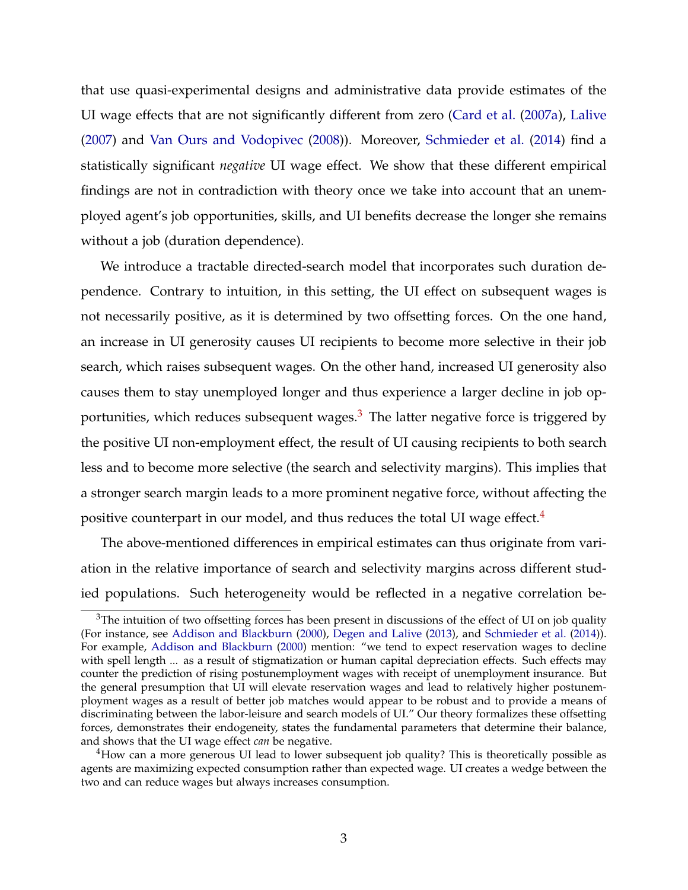that use quasi-experimental designs and administrative data provide estimates of the UI wage effects that are not significantly different from zero (Card et al. (2007a), Lalive (2007) and Van Ours and Vodopivec (2008)). Moreover, Schmieder et al. (2014) find a statistically significant *negative* UI wage effect. We show that these different empirical findings are not in contradiction with theory once we take into account that an unemployed agent's job opportunities, skills, and UI benefits decrease the longer she remains without a job (duration dependence).

We introduce a tractable directed-search model that incorporates such duration dependence. Contrary to intuition, in this setting, the UI effect on subsequent wages is not necessarily positive, as it is determined by two offsetting forces. On the one hand, an increase in UI generosity causes UI recipients to become more selective in their job search, which raises subsequent wages. On the other hand, increased UI generosity also causes them to stay unemployed longer and thus experience a larger decline in job opportunities, which reduces subsequent wages.[3] The latter negative force is triggered by the positive UI non-employment effect, the result of UI causing recipients to both search less and to become more selective (the search and selectivity margins). This implies that a stronger search margin leads to a more prominent negative force, without affecting the positive counterpart in our model, and thus reduces the total UI wage effect.[4]

The above-mentioned differences in empirical estimates can thus originate from variation in the relative importance of search and selectivity margins across different studied populations. Such heterogeneity would be reflected in a negative correlation be-

[3] The intuition of two offsetting forces has been present in discussions of the effect of UI on job quality (For instance, see Addison and Blackburn (2000), Degen and Lalive (2013), and Schmieder et al. (2014)). For example, Addison and Blackburn (2000) mention: "we tend to expect reservation wages to decline with spell length ... as a result of stigmatization or human capital depreciation effects. Such effects may counter the prediction of rising postunemployment wages with receipt of unemployment insurance. But the general presumption that UI will elevate reservation wages and lead to relatively higher postunemployment wages as a result of better job matches would appear to be robust and to provide a means of discriminating between the labor-leisure and search models of UI." Our theory formalizes these offsetting forces, demonstrates their endogeneity, states the fundamental parameters that determine their balance, and shows that the UI wage effect *can* be negative.

[4] How can a more generous UI lead to lower subsequent job quality? This is theoretically possible as agents are maximizing expected consumption rather than expected wage. UI creates a wedge between the two and can reduce wages but always increases consumption.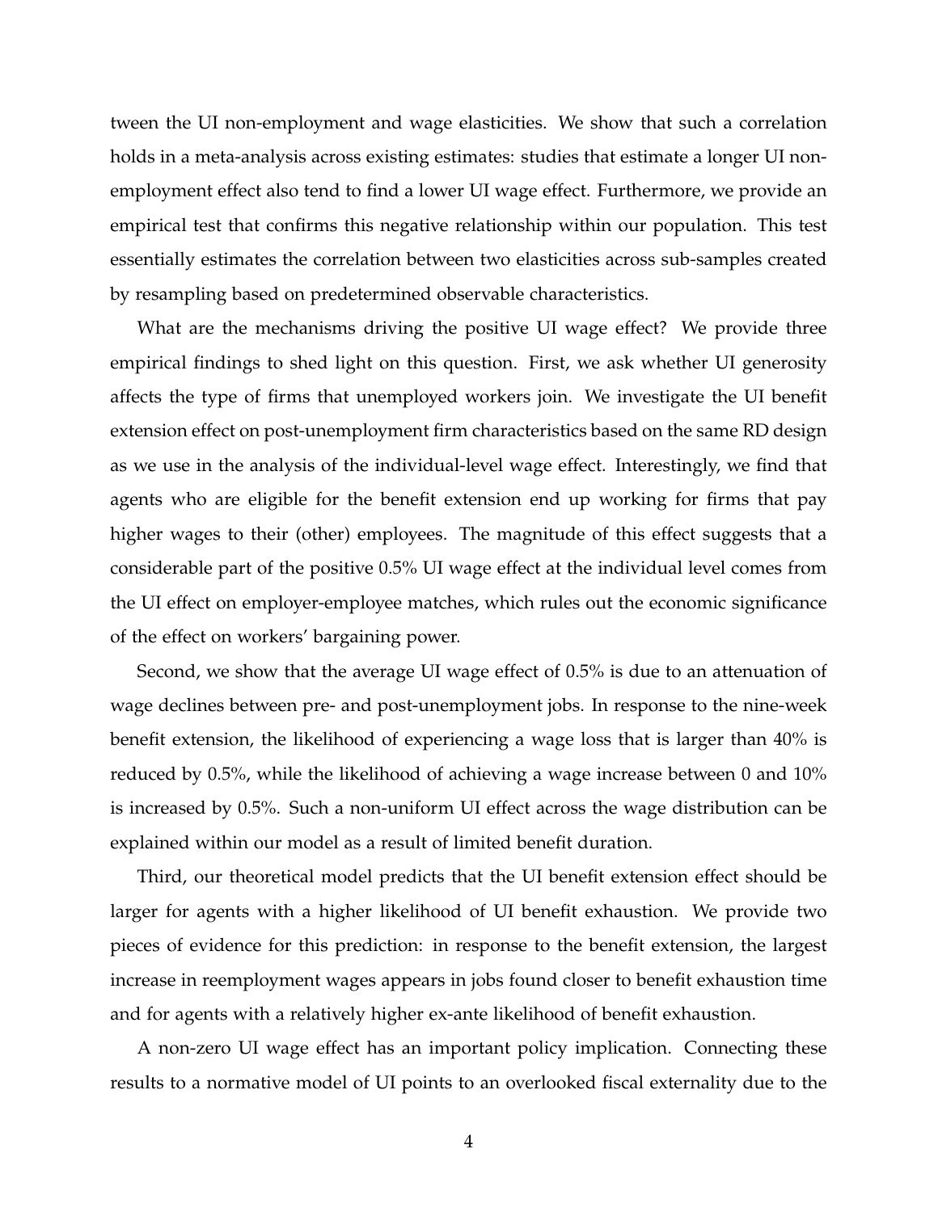tween the UI non-employment and wage elasticities. We show that such a correlation holds in a meta-analysis across existing estimates: studies that estimate a longer UI non-employment effect also tend to find a lower UI wage effect. Furthermore, we provide an empirical test that confirms this negative relationship within our population. This test essentially estimates the correlation between two elasticities across sub-samples created by resampling based on predetermined observable characteristics.

What are the mechanisms driving the positive UI wage effect? We provide three empirical findings to shed light on this question. First, we ask whether UI generosity affects the type of firms that unemployed workers join. We investigate the UI benefit extension effect on post-unemployment firm characteristics based on the same RD design as we use in the analysis of the individual-level wage effect. Interestingly, we find that agents who are eligible for the benefit extension end up working for firms that pay higher wages to their (other) employees. The magnitude of this effect suggests that a considerable part of the positive 0.5% UI wage effect at the individual level comes from the UI effect on employer-employee matches, which rules out the economic significance of the effect on workers' bargaining power.

Second, we show that the average UI wage effect of 0.5% is due to an attenuation of wage declines between pre- and post-unemployment jobs. In response to the nine-week benefit extension, the likelihood of experiencing a wage loss that is larger than 40% is reduced by 0.5%, while the likelihood of achieving a wage increase between 0 and 10% is increased by 0.5%. Such a non-uniform UI effect across the wage distribution can be explained within our model as a result of limited benefit duration.

Third, our theoretical model predicts that the UI benefit extension effect should be larger for agents with a higher likelihood of UI benefit exhaustion. We provide two pieces of evidence for this prediction: in response to the benefit extension, the largest increase in reemployment wages appears in jobs found closer to benefit exhaustion time and for agents with a relatively higher ex-ante likelihood of benefit exhaustion.

A non-zero UI wage effect has an important policy implication. Connecting these results to a normative model of UI points to an overlooked fiscal externality due to the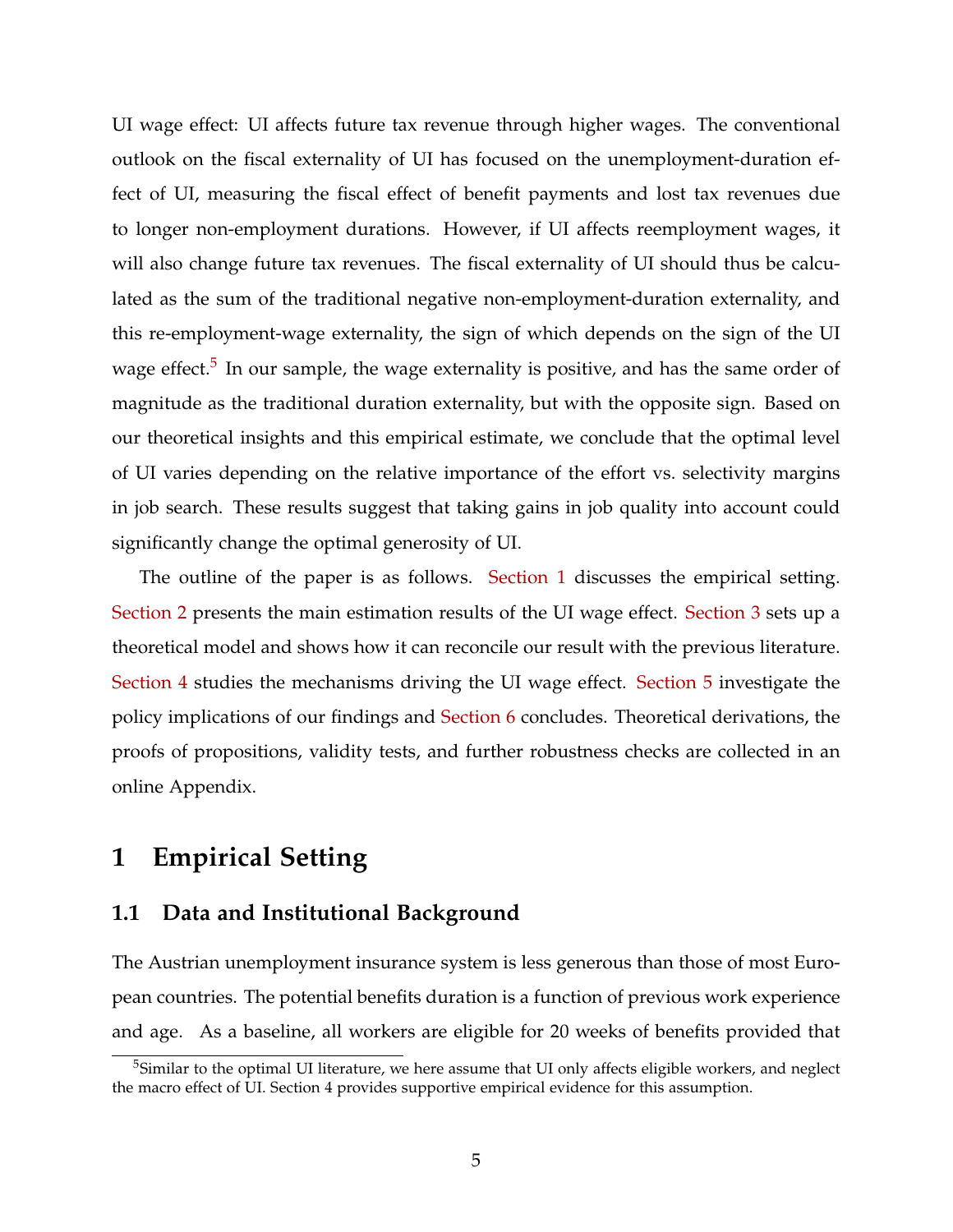UI wage effect: UI affects future tax revenue through higher wages. The conventional outlook on the fiscal externality of UI has focused on the unemployment-duration effect of UI, measuring the fiscal effect of benefit payments and lost tax revenues due to longer non-employment durations. However, if UI affects reemployment wages, it will also change future tax revenues. The fiscal externality of UI should thus be calculated as the sum of the traditional negative non-employment-duration externality, and this re-employment-wage externality, the sign of which depends on the sign of the UI wage effect.[5] In our sample, the wage externality is positive, and has the same order of magnitude as the traditional duration externality, but with the opposite sign. Based on our theoretical insights and this empirical estimate, we conclude that the optimal level of UI varies depending on the relative importance of the effort vs. selectivity margins in job search. These results suggest that taking gains in job quality into account could significantly change the optimal generosity of UI.

The outline of the paper is as follows. Section 1 discusses the empirical setting. Section 2 presents the main estimation results of the UI wage effect. Section 3 sets up a theoretical model and shows how it can reconcile our result with the previous literature. Section 4 studies the mechanisms driving the UI wage effect. Section 5 investigate the policy implications of our findings and Section 6 concludes. Theoretical derivations, the proofs of propositions, validity tests, and further robustness checks are collected in an online Appendix.

# 1 Empirical Setting

## 1.1 Data and Institutional Background

The Austrian unemployment insurance system is less generous than those of most European countries. The potential benefits duration is a function of previous work experience and age. As a baseline, all workers are eligible for 20 weeks of benefits provided that

[5] Similar to the optimal UI literature, we here assume that UI only affects eligible workers, and neglect the macro effect of UI. Section 4 provides supportive empirical evidence for this assumption.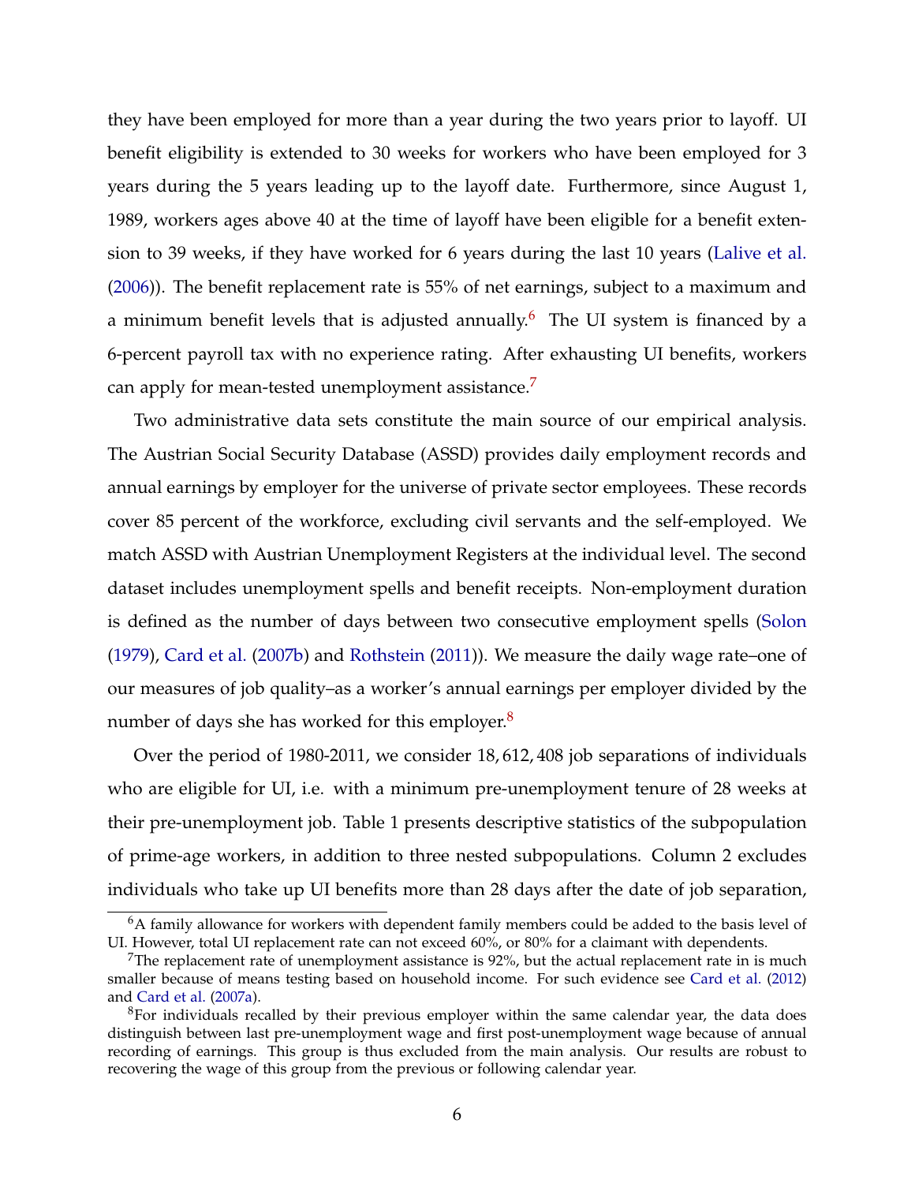they have been employed for more than a year during the two years prior to layoff. UI benefit eligibility is extended to 30 weeks for workers who have been employed for 3 years during the 5 years leading up to the layoff date. Furthermore, since August 1, 1989, workers ages above 40 at the time of layoff have been eligible for a benefit extension to 39 weeks, if they have worked for 6 years during the last 10 years (Lalive et al. (2006)). The benefit replacement rate is 55% of net earnings, subject to a maximum and a minimum benefit levels that is adjusted annually.[6] The UI system is financed by a 6-percent payroll tax with no experience rating. After exhausting UI benefits, workers can apply for mean-tested unemployment assistance.[7]

Two administrative data sets constitute the main source of our empirical analysis. The Austrian Social Security Database (ASSD) provides daily employment records and annual earnings by employer for the universe of private sector employees. These records cover 85 percent of the workforce, excluding civil servants and the self-employed. We match ASSD with Austrian Unemployment Registers at the individual level. The second dataset includes unemployment spells and benefit receipts. Non-employment duration is defined as the number of days between two consecutive employment spells (Solon (1979), Card et al. (2007b) and Rothstein (2011)). We measure the daily wage rate–one of our measures of job quality–as a worker's annual earnings per employer divided by the number of days she has worked for this employer.[8]

Over the period of 1980-2011, we consider 18, 612, 408 job separations of individuals who are eligible for UI, i.e. with a minimum pre-unemployment tenure of 28 weeks at their pre-unemployment job. Table 1 presents descriptive statistics of the subpopulation of prime-age workers, in addition to three nested subpopulations. Column 2 excludes individuals who take up UI benefits more than 28 days after the date of job separation,

[6] A family allowance for workers with dependent family members could be added to the basis level of UI. However, total UI replacement rate can not exceed 60%, or 80% for a claimant with dependents.

[7] The replacement rate of unemployment assistance is 92%, but the actual replacement rate in is much smaller because of means testing based on household income. For such evidence see Card et al. (2012) and Card et al. (2007a).

[8] For individuals recalled by their previous employer within the same calendar year, the data does distinguish between last pre-unemployment wage and first post-unemployment wage because of annual recording of earnings. This group is thus excluded from the main analysis. Our results are robust to recovering the wage of this group from the previous or following calendar year.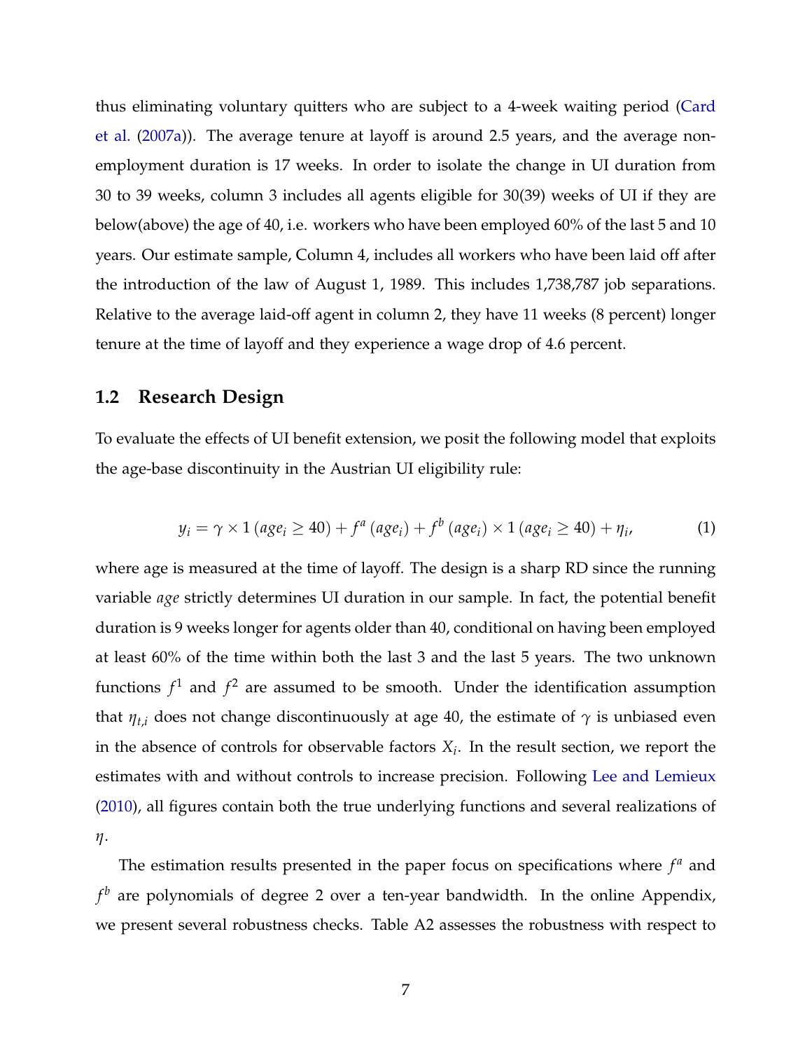thus eliminating voluntary quitters who are subject to a 4-week waiting period (Card et al. (2007a)). The average tenure at layoff is around 2.5 years, and the average non-employment duration is 17 weeks. In order to isolate the change in UI duration from 30 to 39 weeks, column 3 includes all agents eligible for 30(39) weeks of UI if they are below(above) the age of 40, i.e. workers who have been employed 60% of the last 5 and 10 years. Our estimate sample, Column 4, includes all workers who have been laid off after the introduction of the law of August 1, 1989. This includes 1,738,787 job separations. Relative to the average laid-off agent in column 2, they have 11 weeks (8 percent) longer tenure at the time of layoff and they experience a wage drop of 4.6 percent.

## 1.2 Research Design

To evaluate the effects of UI benefit extension, we posit the following model that exploits the age-base discontinuity in the Austrian UI eligibility rule:

$$y_i = \gamma \times 1\left(age_i \geq 40\right) + f^a\left(age_i\right) + f^b\left(age_i\right) \times 1\left(age_i \geq 40\right) + \eta_i, \tag{1}$$

where age is measured at the time of layoff. The design is a sharp RD since the running variable *age* strictly determines UI duration in our sample. In fact, the potential benefit duration is 9 weeks longer for agents older than 40, conditional on having been employed at least 60% of the time within both the last 3 and the last 5 years. The two unknown functions $f^1$ and $f^2$ are assumed to be smooth. Under the identification assumption that $\eta_{t,i}$ does not change discontinuously at age 40, the estimate of $\gamma$ is unbiased even in the absence of controls for observable factors $X_i$. In the result section, we report the estimates with and without controls to increase precision. Following Lee and Lemieux (2010), all figures contain both the true underlying functions and several realizations of $\eta$.

The estimation results presented in the paper focus on specifications where $f^a$ and $f^b$ are polynomials of degree 2 over a ten-year bandwidth. In the online Appendix, we present several robustness checks. Table A2 assesses the robustness with respect to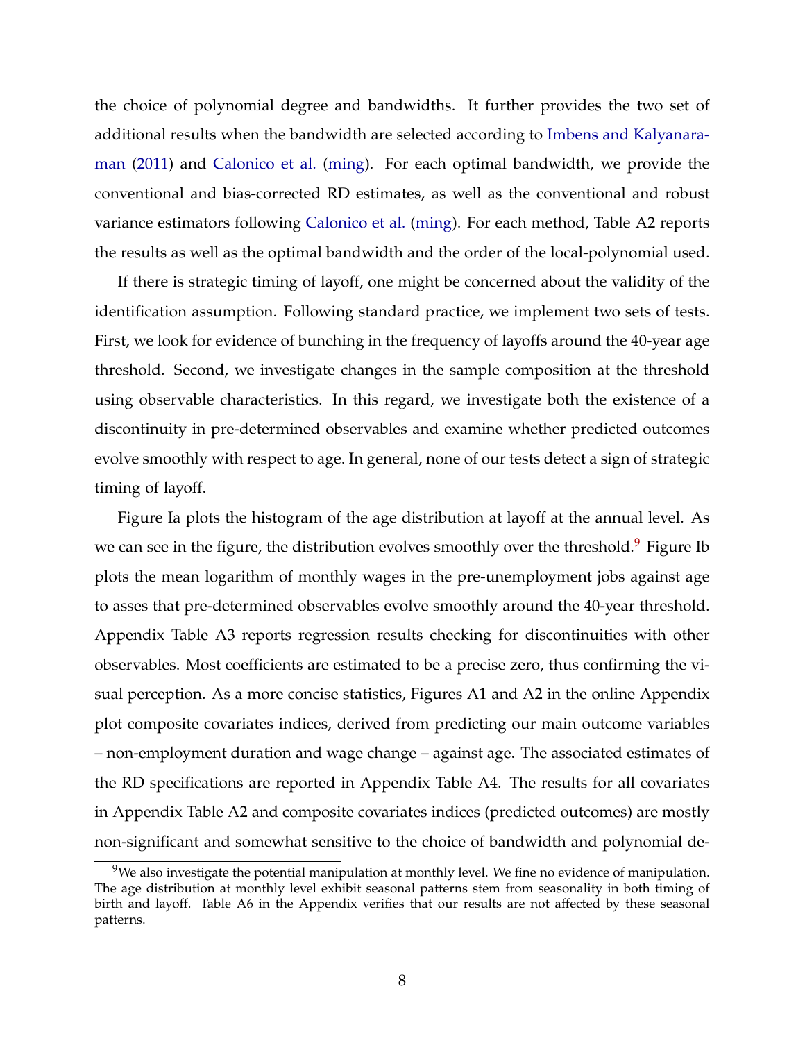the choice of polynomial degree and bandwidths. It further provides the two set of additional results when the bandwidth are selected according to Imbens and Kalyanaraman (2011) and Calonico et al. (ming). For each optimal bandwidth, we provide the conventional and bias-corrected RD estimates, as well as the conventional and robust variance estimators following Calonico et al. (ming). For each method, Table A2 reports the results as well as the optimal bandwidth and the order of the local-polynomial used.

If there is strategic timing of layoff, one might be concerned about the validity of the identification assumption. Following standard practice, we implement two sets of tests. First, we look for evidence of bunching in the frequency of layoffs around the 40-year age threshold. Second, we investigate changes in the sample composition at the threshold using observable characteristics. In this regard, we investigate both the existence of a discontinuity in pre-determined observables and examine whether predicted outcomes evolve smoothly with respect to age. In general, none of our tests detect a sign of strategic timing of layoff.

Figure Ia plots the histogram of the age distribution at layoff at the annual level. As we can see in the figure, the distribution evolves smoothly over the threshold.[9] Figure Ib plots the mean logarithm of monthly wages in the pre-unemployment jobs against age to asses that pre-determined observables evolve smoothly around the 40-year threshold. Appendix Table A3 reports regression results checking for discontinuities with other observables. Most coefficients are estimated to be a precise zero, thus confirming the visual perception. As a more concise statistics, Figures A1 and A2 in the online Appendix plot composite covariates indices, derived from predicting our main outcome variables – non-employment duration and wage change – against age. The associated estimates of the RD specifications are reported in Appendix Table A4. The results for all covariates in Appendix Table A2 and composite covariates indices (predicted outcomes) are mostly non-significant and somewhat sensitive to the choice of bandwidth and polynomial de-

[9] We also investigate the potential manipulation at monthly level. We fine no evidence of manipulation. The age distribution at monthly level exhibit seasonal patterns stem from seasonality in both timing of birth and layoff. Table A6 in the Appendix verifies that our results are not affected by these seasonal patterns.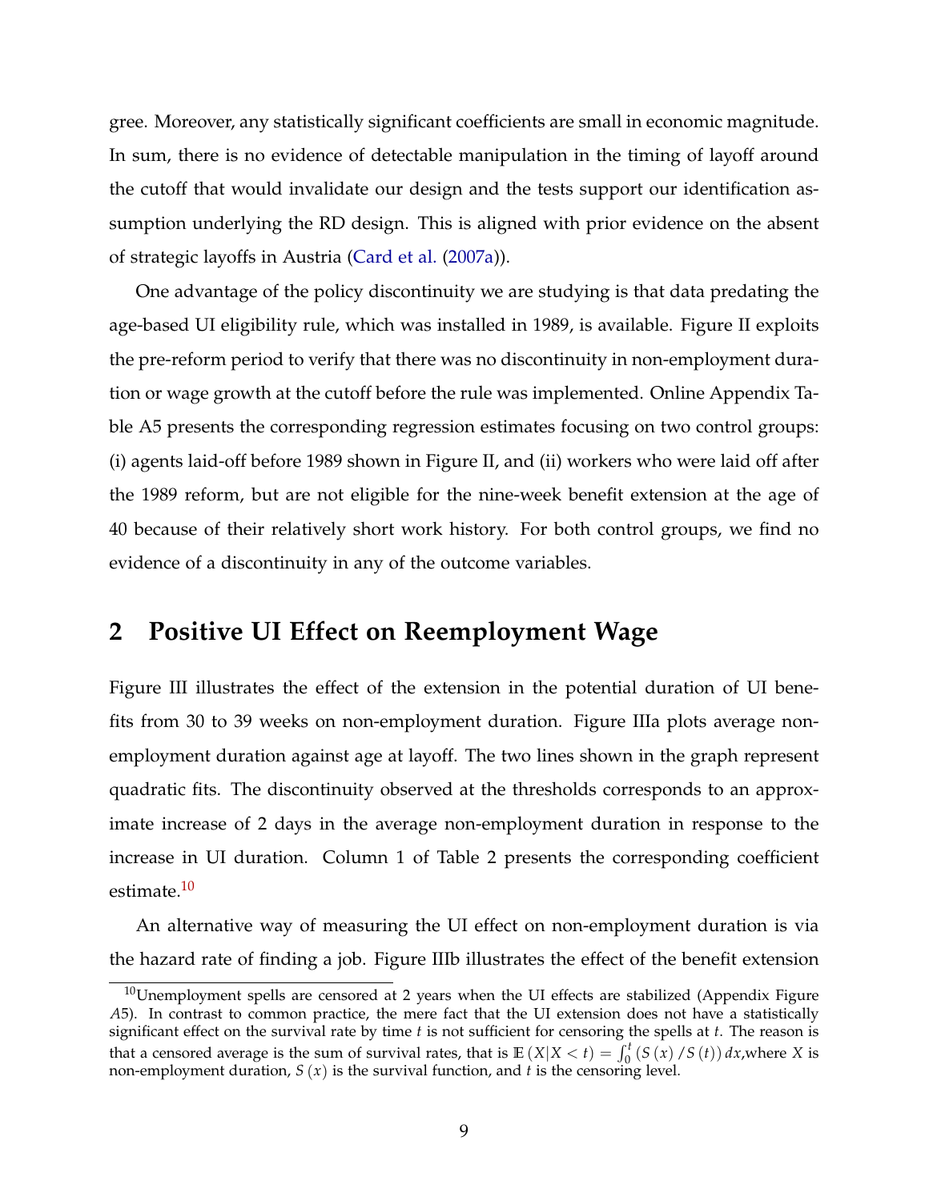gree. Moreover, any statistically significant coefficients are small in economic magnitude. In sum, there is no evidence of detectable manipulation in the timing of layoff around the cutoff that would invalidate our design and the tests support our identification assumption underlying the RD design. This is aligned with prior evidence on the absent of strategic layoffs in Austria (Card et al. (2007a)).

One advantage of the policy discontinuity we are studying is that data predating the age-based UI eligibility rule, which was installed in 1989, is available. Figure II exploits the pre-reform period to verify that there was no discontinuity in non-employment duration or wage growth at the cutoff before the rule was implemented. Online Appendix Table A5 presents the corresponding regression estimates focusing on two control groups: (i) agents laid-off before 1989 shown in Figure II, and (ii) workers who were laid off after the 1989 reform, but are not eligible for the nine-week benefit extension at the age of 40 because of their relatively short work history. For both control groups, we find no evidence of a discontinuity in any of the outcome variables.

## 2 Positive UI Effect on Reemployment Wage

Figure III illustrates the effect of the extension in the potential duration of UI benefits from 30 to 39 weeks on non-employment duration. Figure IIIa plots average non-employment duration against age at layoff. The two lines shown in the graph represent quadratic fits. The discontinuity observed at the thresholds corresponds to an approximate increase of 2 days in the average non-employment duration in response to the increase in UI duration. Column 1 of Table 2 presents the corresponding coefficient estimate.[10]

An alternative way of measuring the UI effect on non-employment duration is via the hazard rate of finding a job. Figure IIIb illustrates the effect of the benefit extension

[10] Unemployment spells are censored at 2 years when the UI effects are stabilized (Appendix Figure A5). In contrast to common practice, the mere fact that the UI extension does not have a statistically significant effect on the survival rate by time $t$ is not sufficient for censoring the spells at $t$. The reason is that a censored average is the sum of survival rates, that is $\mathbb{E}\left(X|X<t\right)=\int_0^t \left(S\left(x\right)/S\left(t\right)\right)dx$,where $X$ is non-employment duration, $S\left(x\right)$ is the survival function, and $t$ is the censoring level.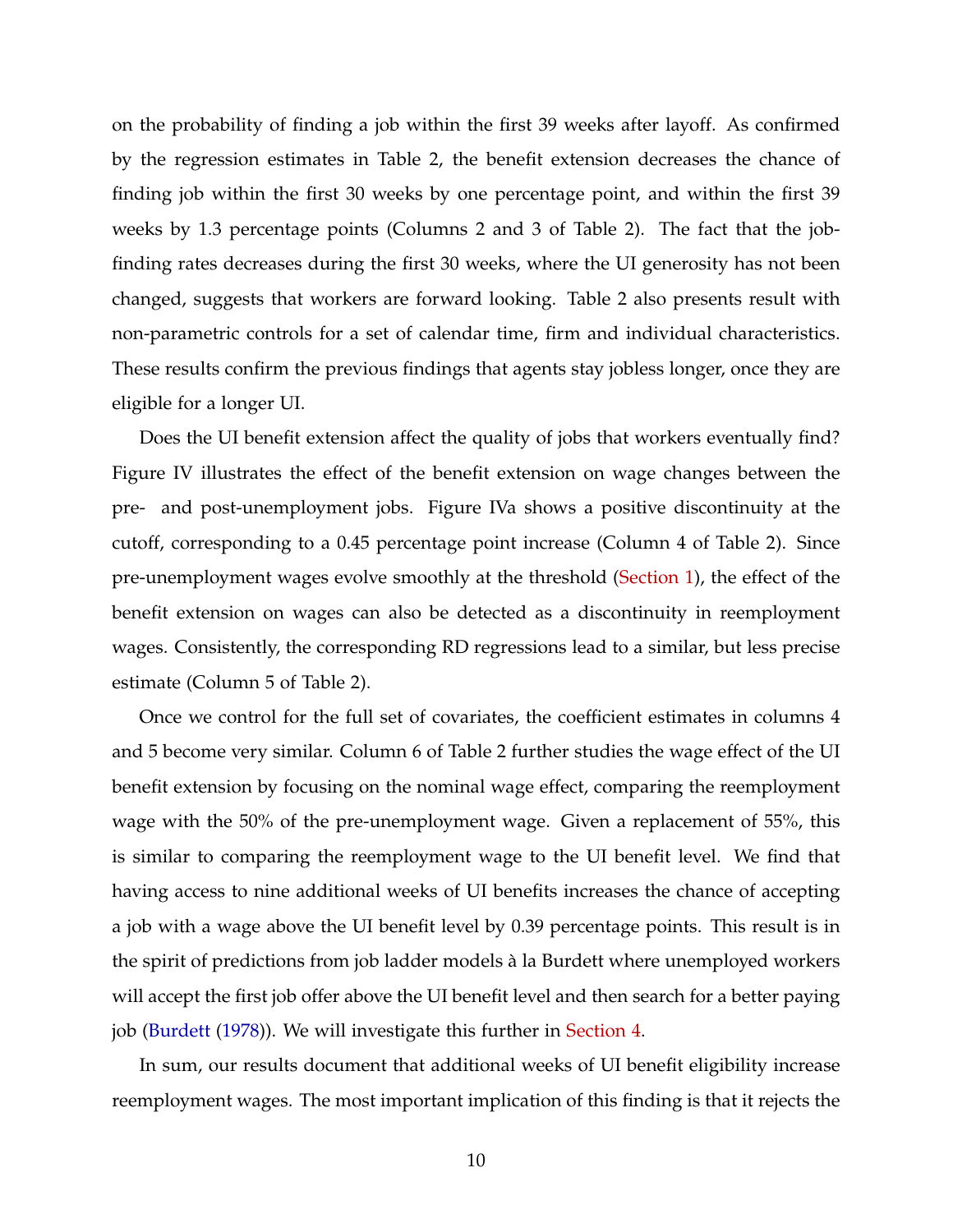on the probability of finding a job within the first 39 weeks after layoff. As confirmed by the regression estimates in Table 2, the benefit extension decreases the chance of finding job within the first 30 weeks by one percentage point, and within the first 39 weeks by 1.3 percentage points (Columns 2 and 3 of Table 2). The fact that the job-finding rates decreases during the first 30 weeks, where the UI generosity has not been changed, suggests that workers are forward looking. Table 2 also presents result with non-parametric controls for a set of calendar time, firm and individual characteristics. These results confirm the previous findings that agents stay jobless longer, once they are eligible for a longer UI.

Does the UI benefit extension affect the quality of jobs that workers eventually find? Figure IV illustrates the effect of the benefit extension on wage changes between the pre- and post-unemployment jobs. Figure IVa shows a positive discontinuity at the cutoff, corresponding to a 0.45 percentage point increase (Column 4 of Table 2). Since pre-unemployment wages evolve smoothly at the threshold (Section 1), the effect of the benefit extension on wages can also be detected as a discontinuity in reemployment wages. Consistently, the corresponding RD regressions lead to a similar, but less precise estimate (Column 5 of Table 2).

Once we control for the full set of covariates, the coefficient estimates in columns 4 and 5 become very similar. Column 6 of Table 2 further studies the wage effect of the UI benefit extension by focusing on the nominal wage effect, comparing the reemployment wage with the 50% of the pre-unemployment wage. Given a replacement of 55%, this is similar to comparing the reemployment wage to the UI benefit level. We find that having access to nine additional weeks of UI benefits increases the chance of accepting a job with a wage above the UI benefit level by 0.39 percentage points. This result is in the spirit of predictions from job ladder models à la Burdett where unemployed workers will accept the first job offer above the UI benefit level and then search for a better paying job (Burdett (1978)). We will investigate this further in Section 4.

In sum, our results document that additional weeks of UI benefit eligibility increase reemployment wages. The most important implication of this finding is that it rejects the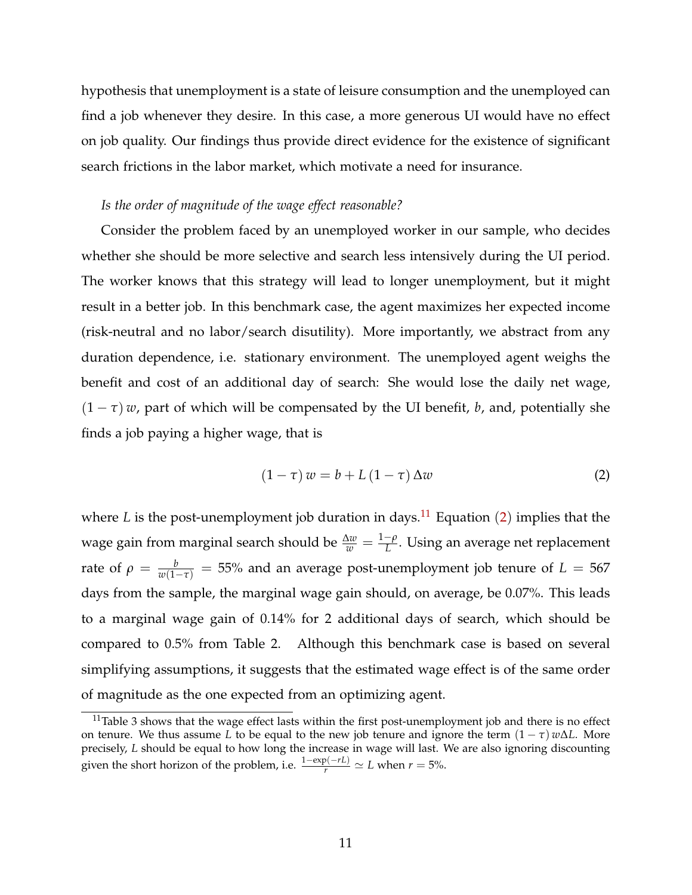hypothesis that unemployment is a state of leisure consumption and the unemployed can find a job whenever they desire. In this case, a more generous UI would have no effect on job quality. Our findings thus provide direct evidence for the existence of significant search frictions in the labor market, which motivate a need for insurance.

*Is the order of magnitude of the wage effect reasonable?*

Consider the problem faced by an unemployed worker in our sample, who decides whether she should be more selective and search less intensively during the UI period. The worker knows that this strategy will lead to longer unemployment, but it might result in a better job. In this benchmark case, the agent maximizes her expected income (risk-neutral and no labor/search disutility). More importantly, we abstract from any duration dependence, i.e. stationary environment. The unemployed agent weighs the benefit and cost of an additional day of search: She would lose the daily net wage, $(1-\tau)\,w$, part of which will be compensated by the UI benefit, $b$, and, potentially she finds a job paying a higher wage, that is

$$(1-\tau)\,w = b + L\,(1-\tau)\,\Delta w \tag{2}$$

where $L$ is the post-unemployment job duration in days.[11] Equation (2) implies that the wage gain from marginal search should be $\frac{\Delta w}{w} = \frac{1-\rho}{L}$. Using an average net replacement rate of $\rho = \frac{b}{w(1-\tau)} = 55\%$ and an average post-unemployment job tenure of $L = 567$ days from the sample, the marginal wage gain should, on average, be 0.07%. This leads to a marginal wage gain of 0.14% for 2 additional days of search, which should be compared to 0.5% from Table 2. Although this benchmark case is based on several simplifying assumptions, it suggests that the estimated wage effect is of the same order of magnitude as the one expected from an optimizing agent.

[11] Table 3 shows that the wage effect lasts within the first post-unemployment job and there is no effect on tenure. We thus assume $L$ to be equal to the new job tenure and ignore the term $(1-\tau)\,w\Delta L$. More precisely, $L$ should be equal to how long the increase in wage will last. We are also ignoring discounting given the short horizon of the problem, i.e. $\frac{1-\exp(-rL)}{r} \simeq L$ when $r = 5\%$.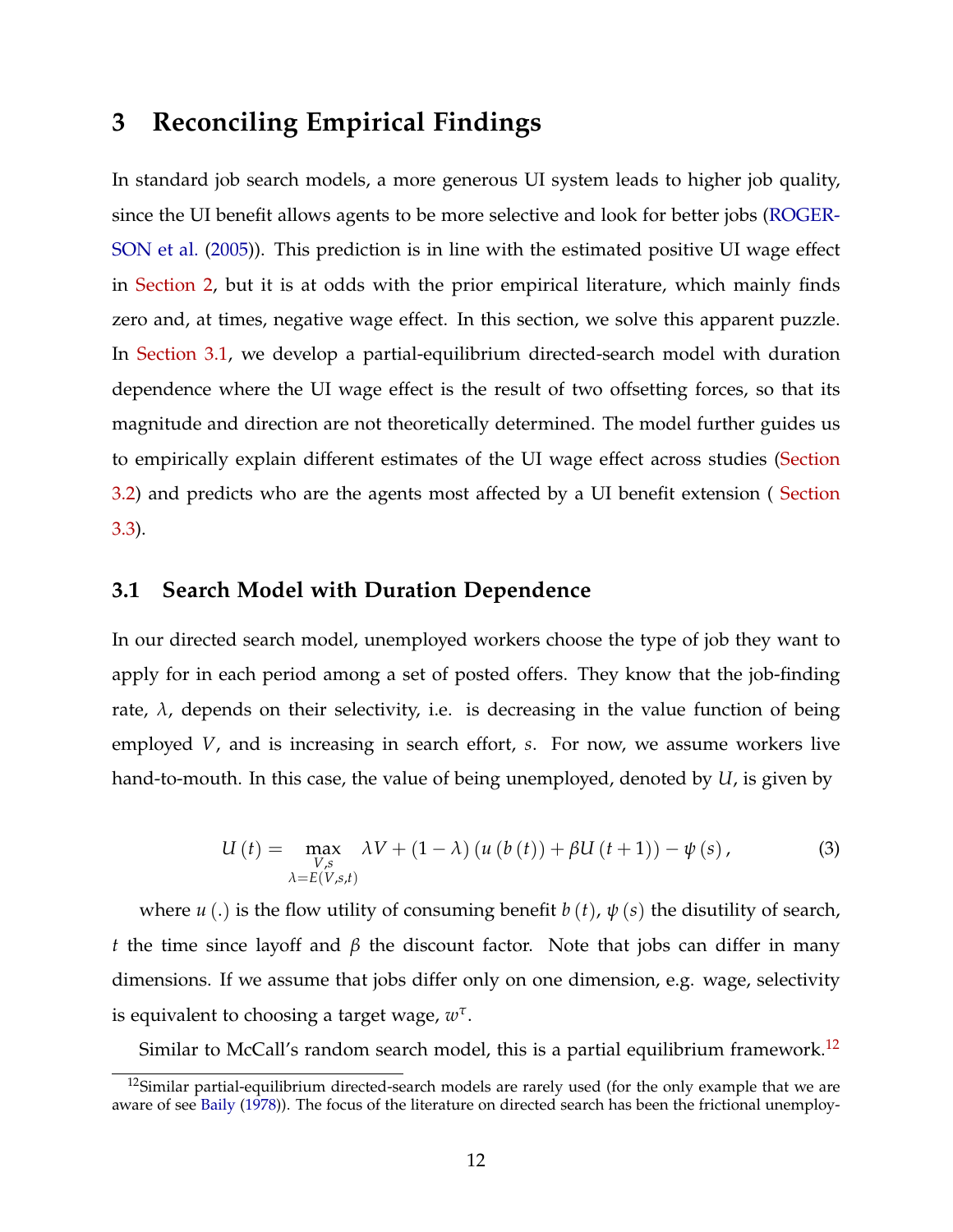## 3 Reconciling Empirical Findings

In standard job search models, a more generous UI system leads to higher job quality, since the UI benefit allows agents to be more selective and look for better jobs (ROGERSON et al. (2005)). This prediction is in line with the estimated positive UI wage effect in Section 2, but it is at odds with the prior empirical literature, which mainly finds zero and, at times, negative wage effect. In this section, we solve this apparent puzzle. In Section 3.1, we develop a partial-equilibrium directed-search model with duration dependence where the UI wage effect is the result of two offsetting forces, so that its magnitude and direction are not theoretically determined. The model further guides us to empirically explain different estimates of the UI wage effect across studies (Section 3.2) and predicts who are the agents most affected by a UI benefit extension ( Section 3.3).

### 3.1 Search Model with Duration Dependence

In our directed search model, unemployed workers choose the type of job they want to apply for in each period among a set of posted offers. They know that the job-finding rate, $\lambda$, depends on their selectivity, i.e. is decreasing in the value function of being employed $V$, and is increasing in search effort, $s$. For now, we assume workers live hand-to-mouth. In this case, the value of being unemployed, denoted by $U$, is given by

$$U(t) = \max_{\substack{V,s \\ \lambda = E(V,s,t)}} \lambda V + (1-\lambda)\left(u\left(b\left(t\right)\right) + \beta U\left(t+1\right)\right) - \psi\left(s\right), \tag{3}$$

where $u(.)$ is the flow utility of consuming benefit $b(t)$, $\psi(s)$ the disutility of search, $t$ the time since layoff and $\beta$ the discount factor. Note that jobs can differ in many dimensions. If we assume that jobs differ only on one dimension, e.g. wage, selectivity is equivalent to choosing a target wage, $w^{\tau}$.

Similar to McCall's random search model, this is a partial equilibrium framework.[12]

[12]Similar partial-equilibrium directed-search models are rarely used (for the only example that we are aware of see Baily (1978)). The focus of the literature on directed search has been the frictional unemploy-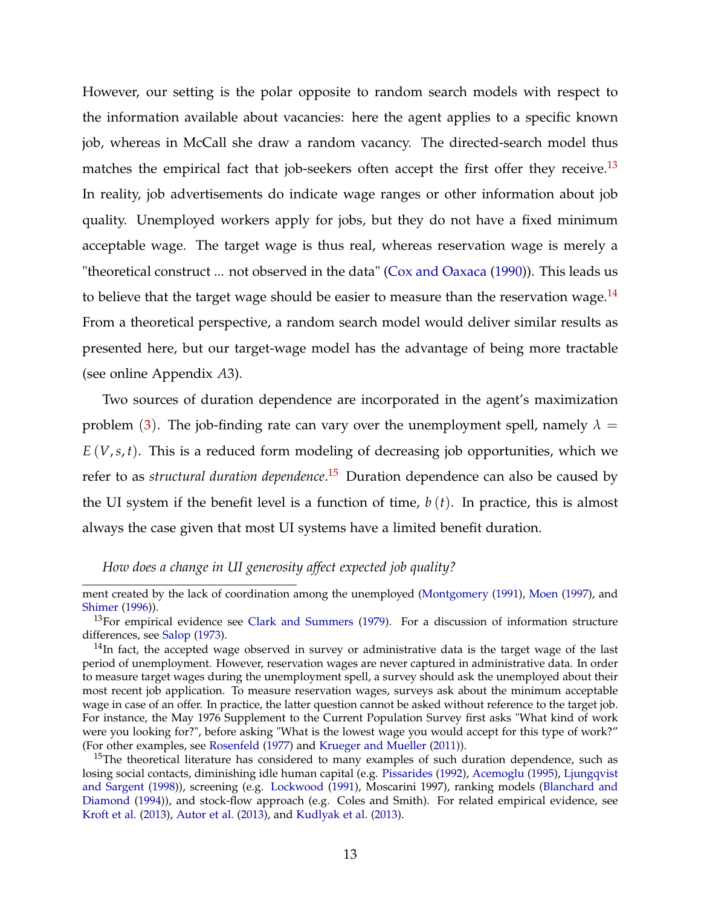However, our setting is the polar opposite to random search models with respect to the information available about vacancies: here the agent applies to a specific known job, whereas in McCall she draw a random vacancy. The directed-search model thus matches the empirical fact that job-seekers often accept the first offer they receive.[13] In reality, job advertisements do indicate wage ranges or other information about job quality. Unemployed workers apply for jobs, but they do not have a fixed minimum acceptable wage. The target wage is thus real, whereas reservation wage is merely a "theoretical construct ... not observed in the data" (Cox and Oaxaca (1990)). This leads us to believe that the target wage should be easier to measure than the reservation wage.[14] From a theoretical perspective, a random search model would deliver similar results as presented here, but our target-wage model has the advantage of being more tractable (see online Appendix $A3$).

Two sources of duration dependence are incorporated in the agent's maximization problem (3). The job-finding rate can vary over the unemployment spell, namely $\lambda = E(V, s, t)$. This is a reduced form modeling of decreasing job opportunities, which we refer to as *structural duration dependence*.[15] Duration dependence can also be caused by the UI system if the benefit level is a function of time, $b(t)$. In practice, this is almost always the case given that most UI systems have a limited benefit duration.

*How does a change in UI generosity affect expected job quality?*

---

ment created by the lack of coordination among the unemployed (Montgomery (1991), Moen (1997), and Shimer (1996)).

[13] For empirical evidence see Clark and Summers (1979). For a discussion of information structure differences, see Salop (1973).

[14] In fact, the accepted wage observed in survey or administrative data is the target wage of the last period of unemployment. However, reservation wages are never captured in administrative data. In order to measure target wages during the unemployment spell, a survey should ask the unemployed about their most recent job application. To measure reservation wages, surveys ask about the minimum acceptable wage in case of an offer. In practice, the latter question cannot be asked without reference to the target job. For instance, the May 1976 Supplement to the Current Population Survey first asks "What kind of work were you looking for?", before asking "What is the lowest wage you would accept for this type of work?" (For other examples, see Rosenfeld (1977) and Krueger and Mueller (2011)).

[15] The theoretical literature has considered to many examples of such duration dependence, such as losing social contacts, diminishing idle human capital (e.g. Pissarides (1992), Acemoglu (1995), Ljungqvist and Sargent (1998)), screening (e.g. Lockwood (1991), Moscarini 1997), ranking models (Blanchard and Diamond (1994)), and stock-flow approach (e.g. Coles and Smith). For related empirical evidence, see Kroft et al. (2013), Autor et al. (2013), and Kudlyak et al. (2013).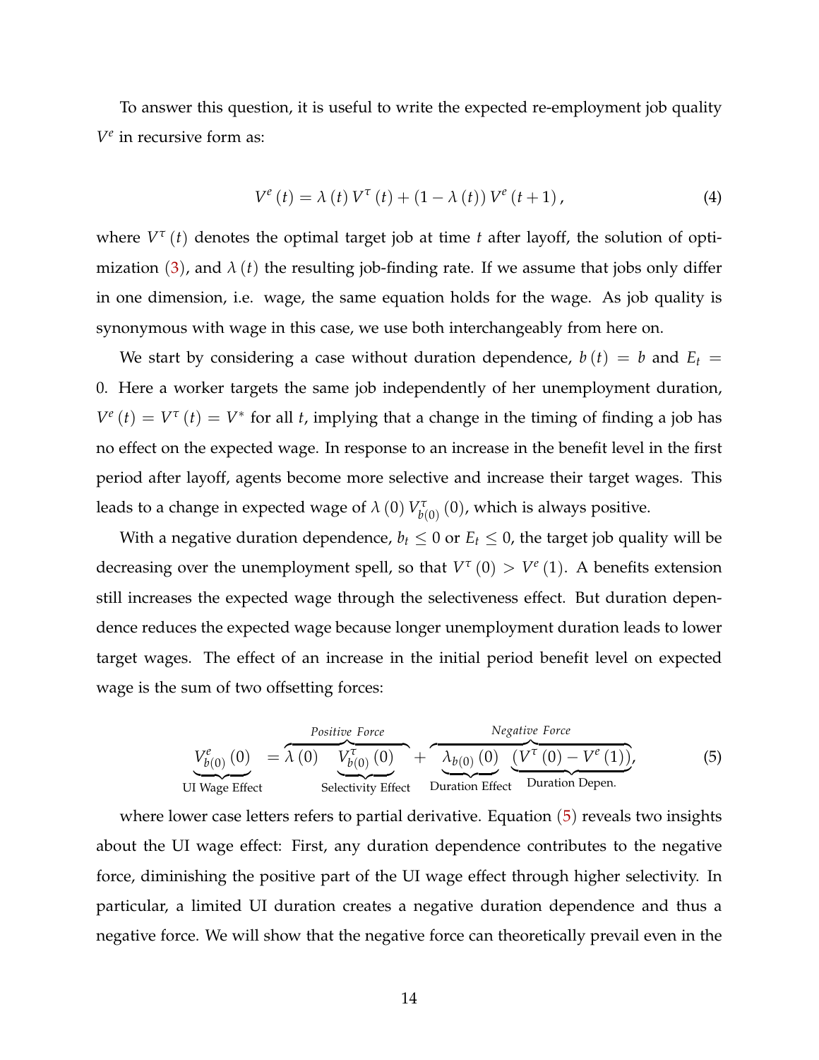To answer this question, it is useful to write the expected re-employment job quality $V^e$ in recursive form as:

$$V^e(t) = \lambda(t) V^\tau(t) + (1 - \lambda(t)) V^e(t+1), \tag{4}$$

where $V^\tau(t)$ denotes the optimal target job at time $t$ after layoff, the solution of optimization (3), and $\lambda(t)$ the resulting job-finding rate. If we assume that jobs only differ in one dimension, i.e. wage, the same equation holds for the wage. As job quality is synonymous with wage in this case, we use both interchangeably from here on.

We start by considering a case without duration dependence, $b(t) = b$ and $E_t = 0$. Here a worker targets the same job independently of her unemployment duration, $V^e(t) = V^\tau(t) = V^*$ for all $t$, implying that a change in the timing of finding a job has no effect on the expected wage. In response to an increase in the benefit level in the first period after layoff, agents become more selective and increase their target wages. This leads to a change in expected wage of $\lambda(0) V^\tau_{b(0)}(0)$, which is always positive.

With a negative duration dependence, $b_t \leq 0$ or $E_t \leq 0$, the target job quality will be decreasing over the unemployment spell, so that $V^\tau(0) > V^e(1)$. A benefits extension still increases the expected wage through the selectiveness effect. But duration dependence reduces the expected wage because longer unemployment duration leads to lower target wages. The effect of an increase in the initial period benefit level on expected wage is the sum of two offsetting forces:

$$\underbrace{V^e_{b(0)}(0)}_{\text{UI Wage Effect}} = \overbrace{\lambda(0) \underbrace{V^\tau_{b(0)}(0)}_{\text{Selectivity Effect}}}^{\text{Positive Force}} + \overbrace{\underbrace{\lambda_{b(0)}(0)}_{\text{Duration Effect}} \underbrace{(V^\tau(0) - V^e(1))}_{\text{Duration Depen.}}}^{\text{Negative Force}}, \tag{5}$$

where lower case letters refers to partial derivative. Equation (5) reveals two insights about the UI wage effect: First, any duration dependence contributes to the negative force, diminishing the positive part of the UI wage effect through higher selectivity. In particular, a limited UI duration creates a negative duration dependence and thus a negative force. We will show that the negative force can theoretically prevail even in the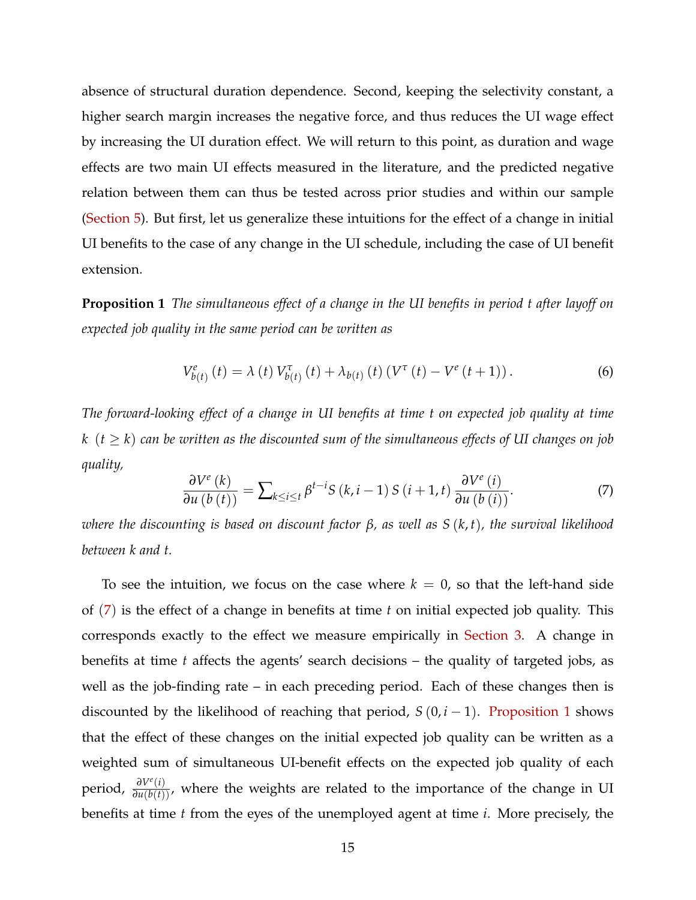absence of structural duration dependence. Second, keeping the selectivity constant, a higher search margin increases the negative force, and thus reduces the UI wage effect by increasing the UI duration effect. We will return to this point, as duration and wage effects are two main UI effects measured in the literature, and the predicted negative relation between them can thus be tested across prior studies and within our sample (Section 5). But first, let us generalize these intuitions for the effect of a change in initial UI benefits to the case of any change in the UI schedule, including the case of UI benefit extension.

**Proposition 1** *The simultaneous effect of a change in the UI benefits in period t after layoff on expected job quality in the same period can be written as*

$$V^{e}_{b(t)}(t) = \lambda(t) V^{\tau}_{b(t)}(t) + \lambda_{b(t)}(t) \left(V^{\tau}(t) - V^{e}(t+1)\right). \tag{6}$$

*The forward-looking effect of a change in UI benefits at time t on expected job quality at time k $(t \geq k)$ can be written as the discounted sum of the simultaneous effects of UI changes on job quality,*

$$\frac{\partial V^{e}(k)}{\partial u(b(t))} = \sum\nolimits_{k \leq i \leq t} \beta^{t-i} S(k, i-1) S(i+1, t) \frac{\partial V^{e}(i)}{\partial u(b(i))}. \tag{7}$$

*where the discounting is based on discount factor $\beta$, as well as $S(k,t)$, the survival likelihood between k and t.*

To see the intuition, we focus on the case where $k = 0$, so that the left-hand side of (7) is the effect of a change in benefits at time $t$ on initial expected job quality. This corresponds exactly to the effect we measure empirically in Section 3. A change in benefits at time $t$ affects the agents' search decisions – the quality of targeted jobs, as well as the job-finding rate – in each preceding period. Each of these changes then is discounted by the likelihood of reaching that period, $S(0, i-1)$. Proposition 1 shows that the effect of these changes on the initial expected job quality can be written as a weighted sum of simultaneous UI-benefit effects on the expected job quality of each period, $\frac{\partial V^{e}(i)}{\partial u(b(t))}$, where the weights are related to the importance of the change in UI benefits at time $t$ from the eyes of the unemployed agent at time $i$. More precisely, the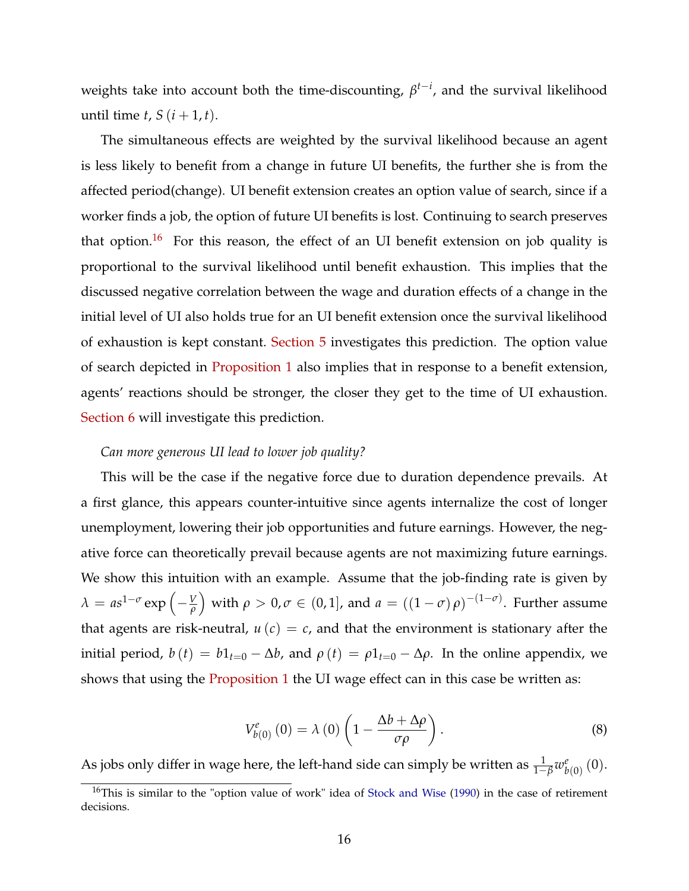weights take into account both the time-discounting, $\beta^{t-i}$, and the survival likelihood until time $t$, $S(i+1,t)$.

The simultaneous effects are weighted by the survival likelihood because an agent is less likely to benefit from a change in future UI benefits, the further she is from the affected period(change). UI benefit extension creates an option value of search, since if a worker finds a job, the option of future UI benefits is lost. Continuing to search preserves that option.[16] For this reason, the effect of an UI benefit extension on job quality is proportional to the survival likelihood until benefit exhaustion. This implies that the discussed negative correlation between the wage and duration effects of a change in the initial level of UI also holds true for an UI benefit extension once the survival likelihood of exhaustion is kept constant. Section 5 investigates this prediction. The option value of search depicted in Proposition 1 also implies that in response to a benefit extension, agents' reactions should be stronger, the closer they get to the time of UI exhaustion. Section 6 will investigate this prediction.

*Can more generous UI lead to lower job quality?*

This will be the case if the negative force due to duration dependence prevails. At a first glance, this appears counter-intuitive since agents internalize the cost of longer unemployment, lowering their job opportunities and future earnings. However, the negative force can theoretically prevail because agents are not maximizing future earnings. We show this intuition with an example. Assume that the job-finding rate is given by $\lambda = as^{1-\sigma}\exp\left(-\frac{V}{\rho}\right)$ with $\rho > 0, \sigma \in (0,1]$, and $a = ((1-\sigma)\rho)^{-(1-\sigma)}$. Further assume that agents are risk-neutral, $u(c) = c$, and that the environment is stationary after the initial period, $b(t) = b1_{t=0} - \Delta b$, and $\rho(t) = \rho 1_{t=0} - \Delta\rho$. In the online appendix, we shows that using the Proposition 1 the UI wage effect can in this case be written as:

$$V^{e}_{b(0)}(0) = \lambda(0)\left(1 - \frac{\Delta b + \Delta\rho}{\sigma\rho}\right). \tag{8}$$

As jobs only differ in wage here, the left-hand side can simply be written as $\frac{1}{1-\beta}w^{e}_{b(0)}(0)$.

[16] This is similar to the "option value of work" idea of Stock and Wise (1990) in the case of retirement decisions.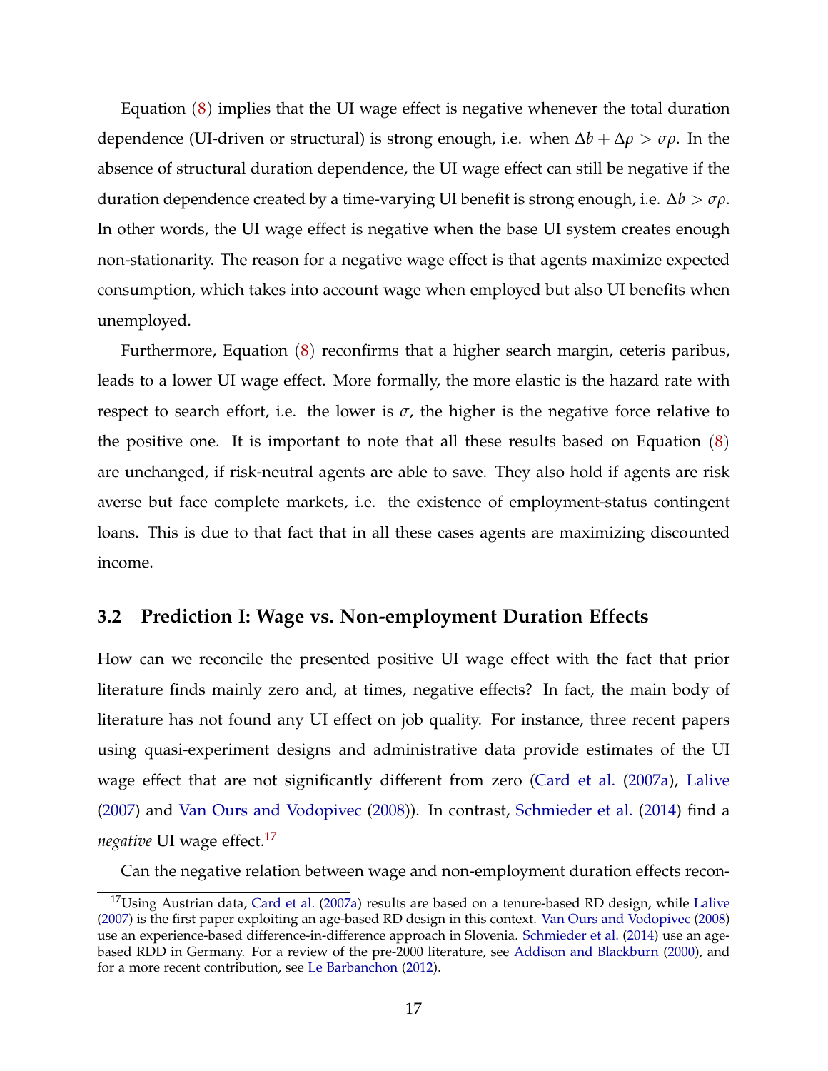Equation (8) implies that the UI wage effect is negative whenever the total duration dependence (UI-driven or structural) is strong enough, i.e. when $\Delta b + \Delta\rho > \sigma\rho$. In the absence of structural duration dependence, the UI wage effect can still be negative if the duration dependence created by a time-varying UI benefit is strong enough, i.e. $\Delta b > \sigma\rho$. In other words, the UI wage effect is negative when the base UI system creates enough non-stationarity. The reason for a negative wage effect is that agents maximize expected consumption, which takes into account wage when employed but also UI benefits when unemployed.

Furthermore, Equation (8) reconfirms that a higher search margin, ceteris paribus, leads to a lower UI wage effect. More formally, the more elastic is the hazard rate with respect to search effort, i.e. the lower is $\sigma$, the higher is the negative force relative to the positive one. It is important to note that all these results based on Equation (8) are unchanged, if risk-neutral agents are able to save. They also hold if agents are risk averse but face complete markets, i.e. the existence of employment-status contingent loans. This is due to that fact that in all these cases agents are maximizing discounted income.

### 3.2 Prediction I: Wage vs. Non-employment Duration Effects

How can we reconcile the presented positive UI wage effect with the fact that prior literature finds mainly zero and, at times, negative effects? In fact, the main body of literature has not found any UI effect on job quality. For instance, three recent papers using quasi-experiment designs and administrative data provide estimates of the UI wage effect that are not significantly different from zero (Card et al. (2007a), Lalive (2007) and Van Ours and Vodopivec (2008)). In contrast, Schmieder et al. (2014) find a *negative* UI wage effect.[17]

Can the negative relation between wage and non-employment duration effects recon-

[17] Using Austrian data, Card et al. (2007a) results are based on a tenure-based RD design, while Lalive (2007) is the first paper exploiting an age-based RD design in this context. Van Ours and Vodopivec (2008) use an experience-based difference-in-difference approach in Slovenia. Schmieder et al. (2014) use an age-based RDD in Germany. For a review of the pre-2000 literature, see Addison and Blackburn (2000), and for a more recent contribution, see Le Barbanchon (2012).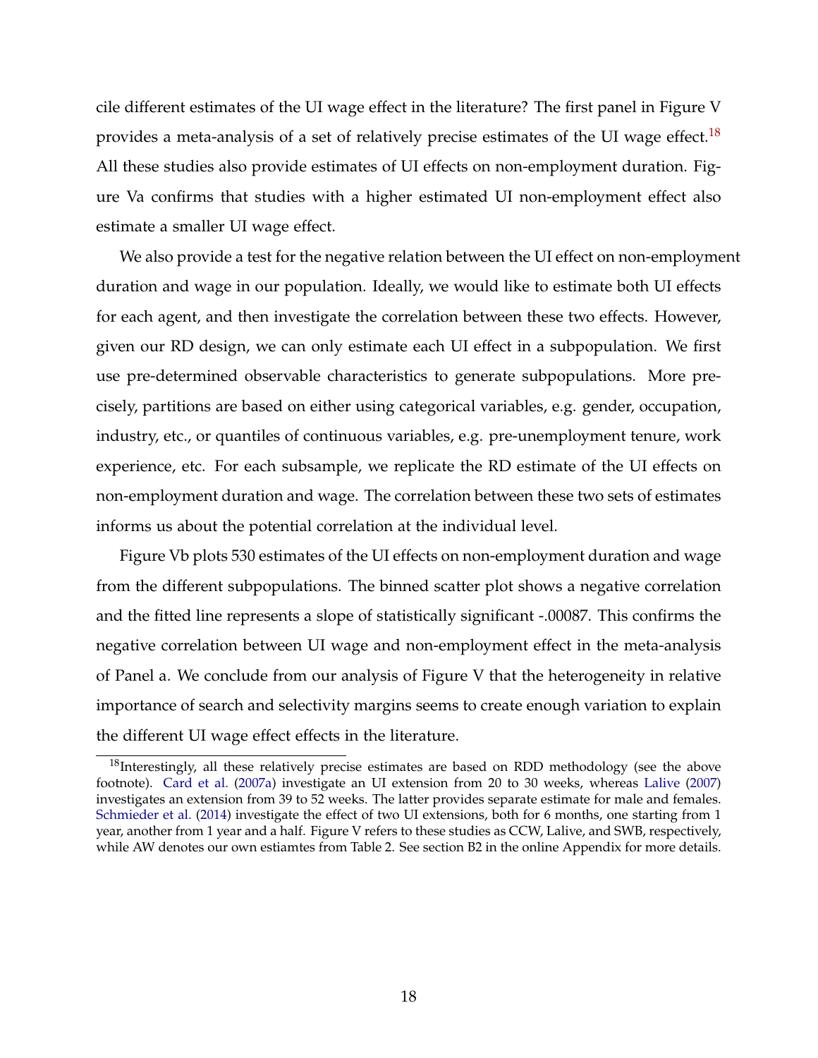cile different estimates of the UI wage effect in the literature? The first panel in Figure V provides a meta-analysis of a set of relatively precise estimates of the UI wage effect.[18] All these studies also provide estimates of UI effects on non-employment duration. Figure Va confirms that studies with a higher estimated UI non-employment effect also estimate a smaller UI wage effect.

We also provide a test for the negative relation between the UI effect on non-employment duration and wage in our population. Ideally, we would like to estimate both UI effects for each agent, and then investigate the correlation between these two effects. However, given our RD design, we can only estimate each UI effect in a subpopulation. We first use pre-determined observable characteristics to generate subpopulations. More precisely, partitions are based on either using categorical variables, e.g. gender, occupation, industry, etc., or quantiles of continuous variables, e.g. pre-unemployment tenure, work experience, etc. For each subsample, we replicate the RD estimate of the UI effects on non-employment duration and wage. The correlation between these two sets of estimates informs us about the potential correlation at the individual level.

Figure Vb plots 530 estimates of the UI effects on non-employment duration and wage from the different subpopulations. The binned scatter plot shows a negative correlation and the fitted line represents a slope of statistically significant -.00087. This confirms the negative correlation between UI wage and non-employment effect in the meta-analysis of Panel a. We conclude from our analysis of Figure V that the heterogeneity in relative importance of search and selectivity margins seems to create enough variation to explain the different UI wage effect effects in the literature.

[18] Interestingly, all these relatively precise estimates are based on RDD methodology (see the above footnote). Card et al. (2007a) investigate an UI extension from 20 to 30 weeks, whereas Lalive (2007) investigates an extension from 39 to 52 weeks. The latter provides separate estimate for male and females. Schmieder et al. (2014) investigate the effect of two UI extensions, both for 6 months, one starting from 1 year, another from 1 year and a half. Figure V refers to these studies as CCW, Lalive, and SWB, respectively, while AW denotes our own estiamtes from Table 2. See section B2 in the online Appendix for more details.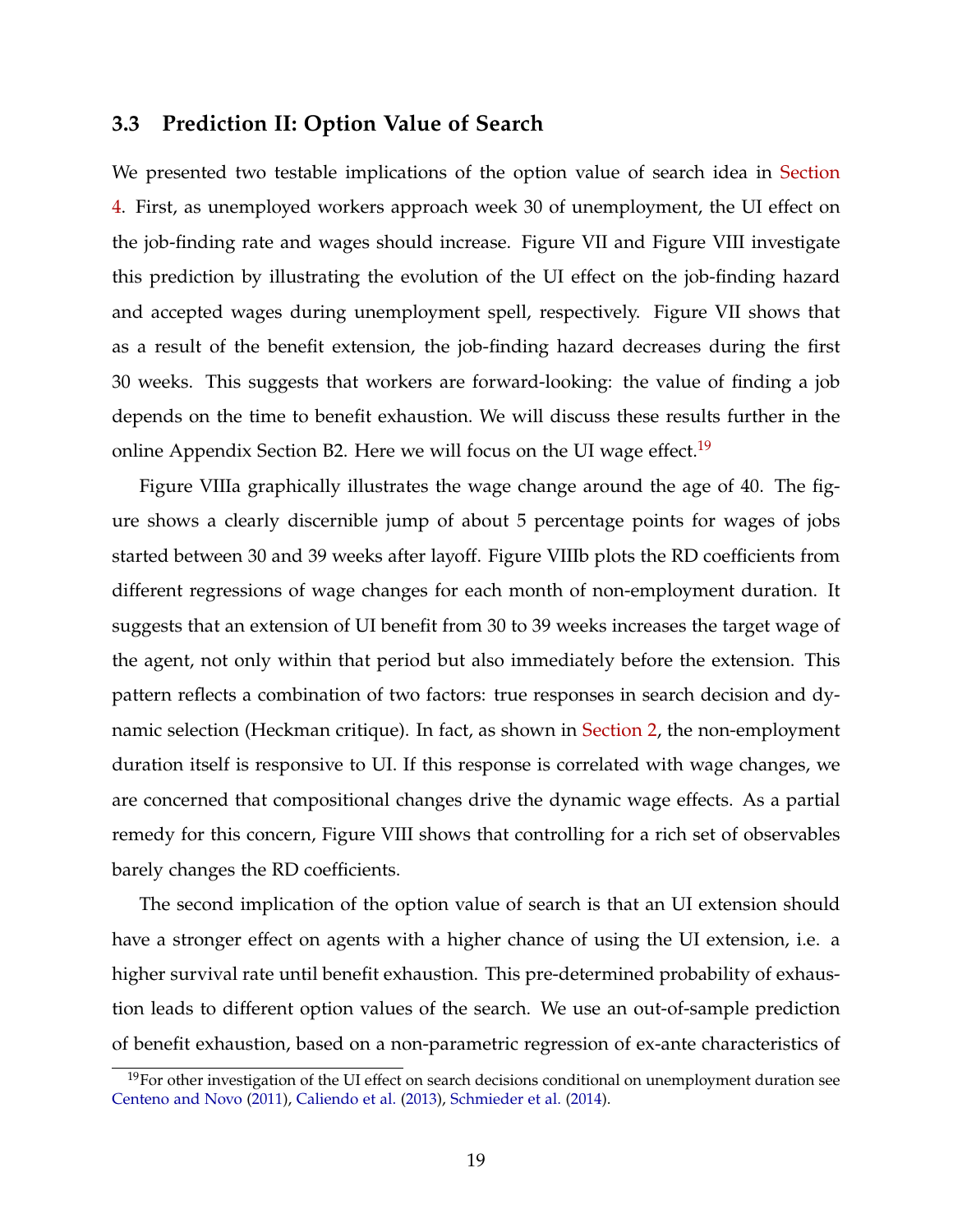### 3.3 Prediction II: Option Value of Search

We presented two testable implications of the option value of search idea in Section 4. First, as unemployed workers approach week 30 of unemployment, the UI effect on the job-finding rate and wages should increase. Figure VII and Figure VIII investigate this prediction by illustrating the evolution of the UI effect on the job-finding hazard and accepted wages during unemployment spell, respectively. Figure VII shows that as a result of the benefit extension, the job-finding hazard decreases during the first 30 weeks. This suggests that workers are forward-looking: the value of finding a job depends on the time to benefit exhaustion. We will discuss these results further in the online Appendix Section B2. Here we will focus on the UI wage effect.[19]

Figure VIIIa graphically illustrates the wage change around the age of 40. The figure shows a clearly discernible jump of about 5 percentage points for wages of jobs started between 30 and 39 weeks after layoff. Figure VIIIb plots the RD coefficients from different regressions of wage changes for each month of non-employment duration. It suggests that an extension of UI benefit from 30 to 39 weeks increases the target wage of the agent, not only within that period but also immediately before the extension. This pattern reflects a combination of two factors: true responses in search decision and dynamic selection (Heckman critique). In fact, as shown in Section 2, the non-employment duration itself is responsive to UI. If this response is correlated with wage changes, we are concerned that compositional changes drive the dynamic wage effects. As a partial remedy for this concern, Figure VIII shows that controlling for a rich set of observables barely changes the RD coefficients.

The second implication of the option value of search is that an UI extension should have a stronger effect on agents with a higher chance of using the UI extension, i.e. a higher survival rate until benefit exhaustion. This pre-determined probability of exhaustion leads to different option values of the search. We use an out-of-sample prediction of benefit exhaustion, based on a non-parametric regression of ex-ante characteristics of

[19] For other investigation of the UI effect on search decisions conditional on unemployment duration see Centeno and Novo (2011), Caliendo et al. (2013), Schmieder et al. (2014).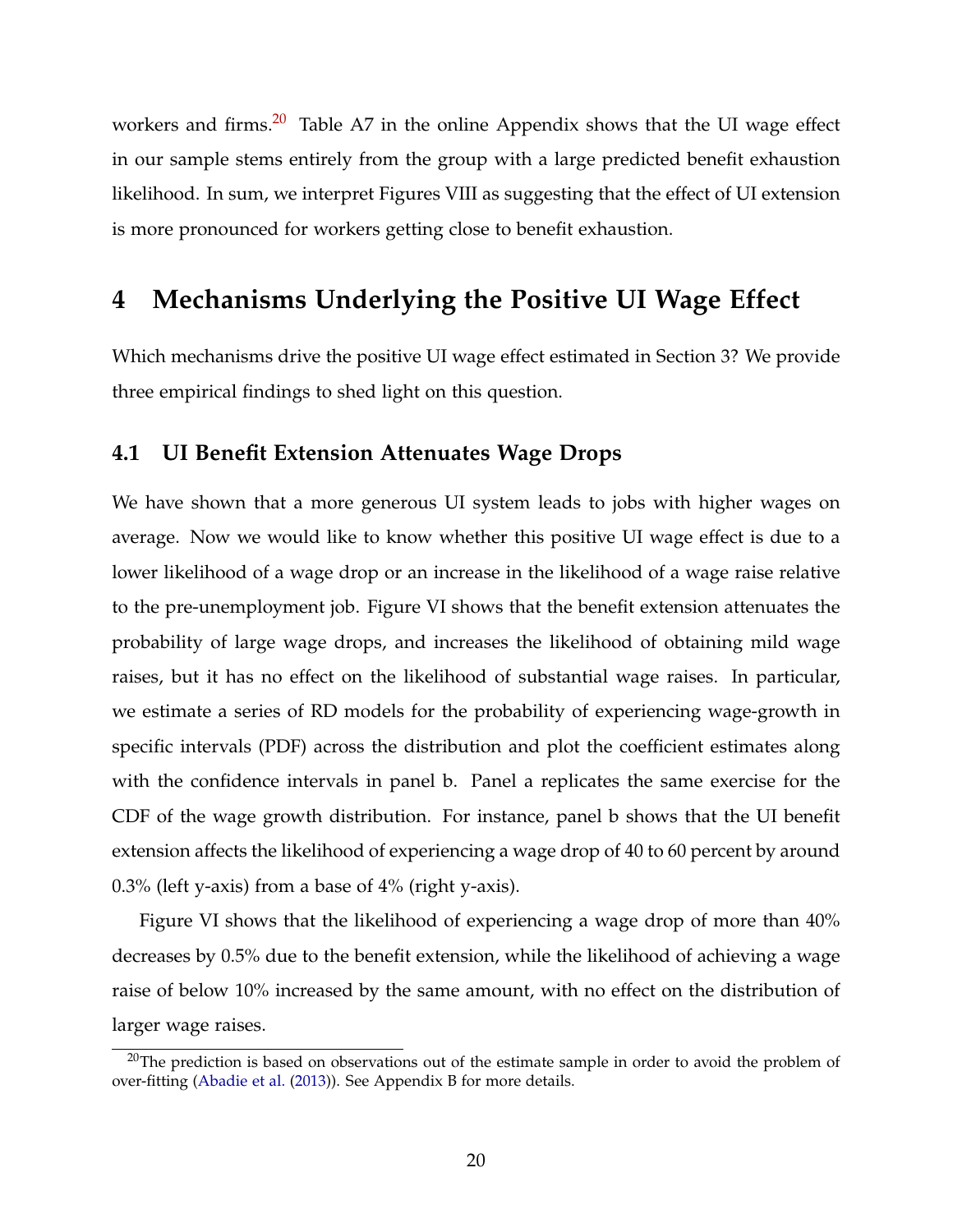workers and firms.[20] Table A7 in the online Appendix shows that the UI wage effect in our sample stems entirely from the group with a large predicted benefit exhaustion likelihood. In sum, we interpret Figures VIII as suggesting that the effect of UI extension is more pronounced for workers getting close to benefit exhaustion.

# 4 Mechanisms Underlying the Positive UI Wage Effect

Which mechanisms drive the positive UI wage effect estimated in Section 3? We provide three empirical findings to shed light on this question.

## 4.1 UI Benefit Extension Attenuates Wage Drops

We have shown that a more generous UI system leads to jobs with higher wages on average. Now we would like to know whether this positive UI wage effect is due to a lower likelihood of a wage drop or an increase in the likelihood of a wage raise relative to the pre-unemployment job. Figure VI shows that the benefit extension attenuates the probability of large wage drops, and increases the likelihood of obtaining mild wage raises, but it has no effect on the likelihood of substantial wage raises. In particular, we estimate a series of RD models for the probability of experiencing wage-growth in specific intervals (PDF) across the distribution and plot the coefficient estimates along with the confidence intervals in panel b. Panel a replicates the same exercise for the CDF of the wage growth distribution. For instance, panel b shows that the UI benefit extension affects the likelihood of experiencing a wage drop of 40 to 60 percent by around 0.3% (left y-axis) from a base of 4% (right y-axis).

Figure VI shows that the likelihood of experiencing a wage drop of more than 40% decreases by 0.5% due to the benefit extension, while the likelihood of achieving a wage raise of below 10% increased by the same amount, with no effect on the distribution of larger wage raises.

[20] The prediction is based on observations out of the estimate sample in order to avoid the problem of over-fitting (Abadie et al. (2013)). See Appendix B for more details.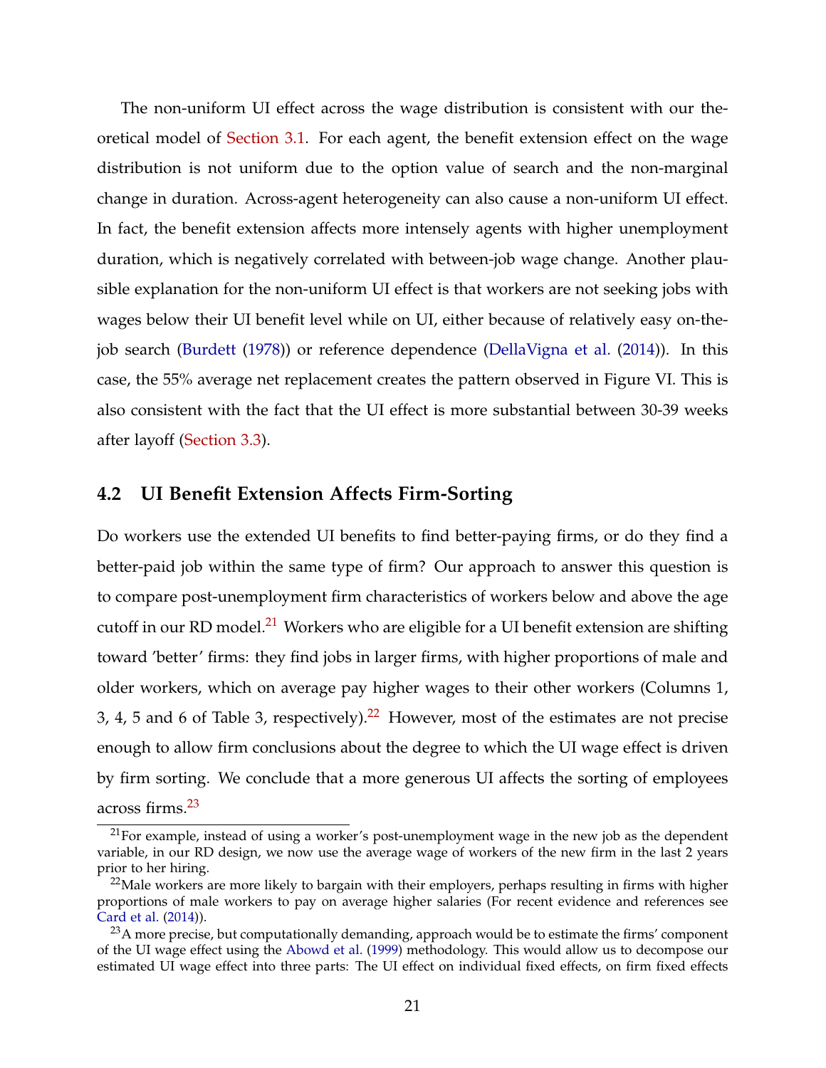The non-uniform UI effect across the wage distribution is consistent with our theoretical model of Section 3.1. For each agent, the benefit extension effect on the wage distribution is not uniform due to the option value of search and the non-marginal change in duration. Across-agent heterogeneity can also cause a non-uniform UI effect. In fact, the benefit extension affects more intensely agents with higher unemployment duration, which is negatively correlated with between-job wage change. Another plausible explanation for the non-uniform UI effect is that workers are not seeking jobs with wages below their UI benefit level while on UI, either because of relatively easy on-the-job search (Burdett (1978)) or reference dependence (DellaVigna et al. (2014)). In this case, the 55% average net replacement creates the pattern observed in Figure VI. This is also consistent with the fact that the UI effect is more substantial between 30-39 weeks after layoff (Section 3.3).

## 4.2 UI Benefit Extension Affects Firm-Sorting

Do workers use the extended UI benefits to find better-paying firms, or do they find a better-paid job within the same type of firm? Our approach to answer this question is to compare post-unemployment firm characteristics of workers below and above the age cutoff in our RD model.[21] Workers who are eligible for a UI benefit extension are shifting toward 'better' firms: they find jobs in larger firms, with higher proportions of male and older workers, which on average pay higher wages to their other workers (Columns 1, 3, 4, 5 and 6 of Table 3, respectively).[22] However, most of the estimates are not precise enough to allow firm conclusions about the degree to which the UI wage effect is driven by firm sorting. We conclude that a more generous UI affects the sorting of employees across firms.[23]

[21] For example, instead of using a worker's post-unemployment wage in the new job as the dependent variable, in our RD design, we now use the average wage of workers of the new firm in the last 2 years prior to her hiring.

[22] Male workers are more likely to bargain with their employers, perhaps resulting in firms with higher proportions of male workers to pay on average higher salaries (For recent evidence and references see Card et al. (2014)).

[23] A more precise, but computationally demanding, approach would be to estimate the firms' component of the UI wage effect using the Abowd et al. (1999) methodology. This would allow us to decompose our estimated UI wage effect into three parts: The UI effect on individual fixed effects, on firm fixed effects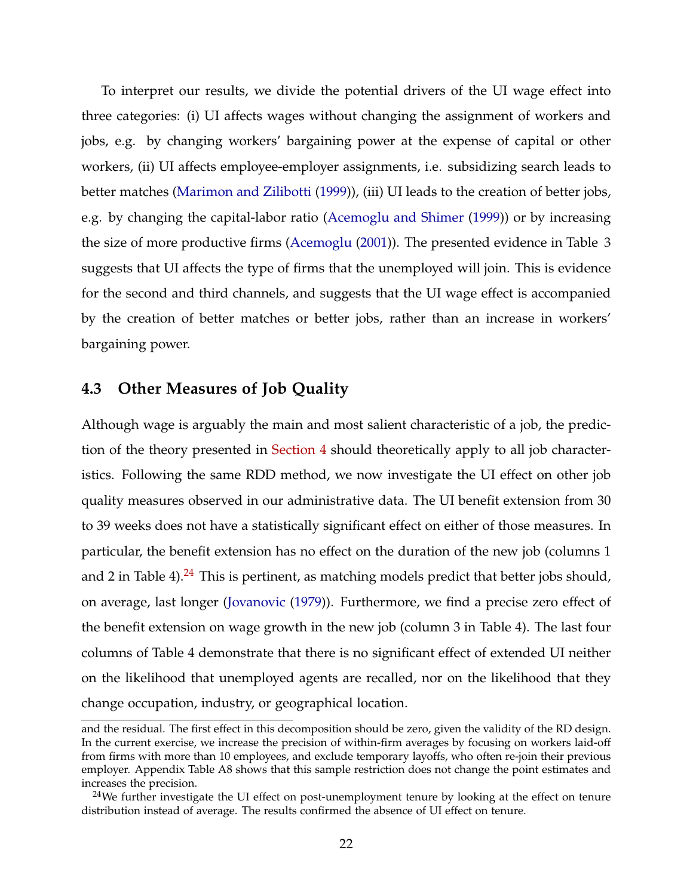To interpret our results, we divide the potential drivers of the UI wage effect into three categories: (i) UI affects wages without changing the assignment of workers and jobs, e.g. by changing workers' bargaining power at the expense of capital or other workers, (ii) UI affects employee-employer assignments, i.e. subsidizing search leads to better matches (Marimon and Zilibotti (1999)), (iii) UI leads to the creation of better jobs, e.g. by changing the capital-labor ratio (Acemoglu and Shimer (1999)) or by increasing the size of more productive firms (Acemoglu (2001)). The presented evidence in Table 3 suggests that UI affects the type of firms that the unemployed will join. This is evidence for the second and third channels, and suggests that the UI wage effect is accompanied by the creation of better matches or better jobs, rather than an increase in workers' bargaining power.

### 4.3 Other Measures of Job Quality

Although wage is arguably the main and most salient characteristic of a job, the prediction of the theory presented in Section 4 should theoretically apply to all job characteristics. Following the same RDD method, we now investigate the UI effect on other job quality measures observed in our administrative data. The UI benefit extension from 30 to 39 weeks does not have a statistically significant effect on either of those measures. In particular, the benefit extension has no effect on the duration of the new job (columns 1 and 2 in Table 4).[24] This is pertinent, as matching models predict that better jobs should, on average, last longer (Jovanovic (1979)). Furthermore, we find a precise zero effect of the benefit extension on wage growth in the new job (column 3 in Table 4). The last four columns of Table 4 demonstrate that there is no significant effect of extended UI neither on the likelihood that unemployed agents are recalled, nor on the likelihood that they change occupation, industry, or geographical location.

---

and the residual. The first effect in this decomposition should be zero, given the validity of the RD design. In the current exercise, we increase the precision of within-firm averages by focusing on workers laid-off from firms with more than 10 employees, and exclude temporary layoffs, who often re-join their previous employer. Appendix Table A8 shows that this sample restriction does not change the point estimates and increases the precision.

[24] We further investigate the UI effect on post-unemployment tenure by looking at the effect on tenure distribution instead of average. The results confirmed the absence of UI effect on tenure.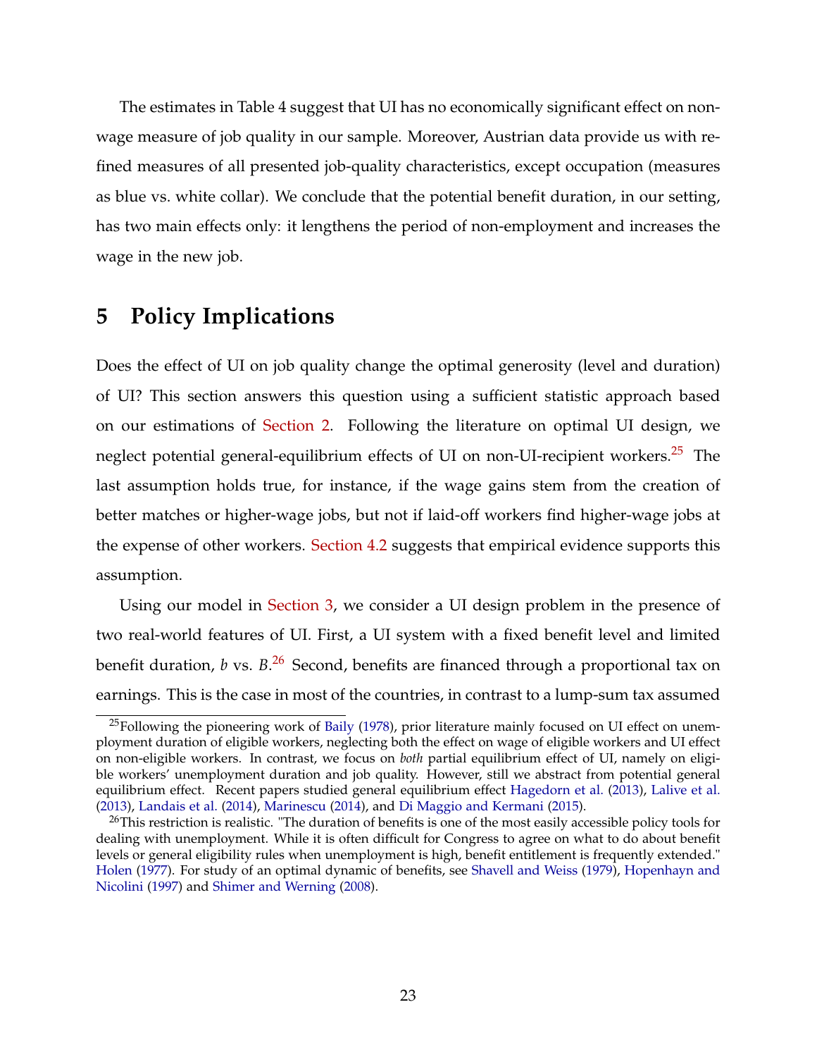The estimates in Table 4 suggest that UI has no economically significant effect on non-wage measure of job quality in our sample. Moreover, Austrian data provide us with refined measures of all presented job-quality characteristics, except occupation (measures as blue vs. white collar). We conclude that the potential benefit duration, in our setting, has two main effects only: it lengthens the period of non-employment and increases the wage in the new job.

# 5 Policy Implications

Does the effect of UI on job quality change the optimal generosity (level and duration) of UI? This section answers this question using a sufficient statistic approach based on our estimations of Section 2. Following the literature on optimal UI design, we neglect potential general-equilibrium effects of UI on non-UI-recipient workers.[25] The last assumption holds true, for instance, if the wage gains stem from the creation of better matches or higher-wage jobs, but not if laid-off workers find higher-wage jobs at the expense of other workers. Section 4.2 suggests that empirical evidence supports this assumption.

Using our model in Section 3, we consider a UI design problem in the presence of two real-world features of UI. First, a UI system with a fixed benefit level and limited benefit duration, $b$ vs. $B$.[26] Second, benefits are financed through a proportional tax on earnings. This is the case in most of the countries, in contrast to a lump-sum tax assumed

[25] Following the pioneering work of Baily (1978), prior literature mainly focused on UI effect on unemployment duration of eligible workers, neglecting both the effect on wage of eligible workers and UI effect on non-eligible workers. In contrast, we focus on *both* partial equilibrium effect of UI, namely on eligible workers' unemployment duration and job quality. However, still we abstract from potential general equilibrium effect. Recent papers studied general equilibrium effect Hagedorn et al. (2013), Lalive et al. (2013), Landais et al. (2014), Marinescu (2014), and Di Maggio and Kermani (2015).

[26] This restriction is realistic. "The duration of benefits is one of the most easily accessible policy tools for dealing with unemployment. While it is often difficult for Congress to agree on what to do about benefit levels or general eligibility rules when unemployment is high, benefit entitlement is frequently extended." Holen (1977). For study of an optimal dynamic of benefits, see Shavell and Weiss (1979), Hopenhayn and Nicolini (1997) and Shimer and Werning (2008).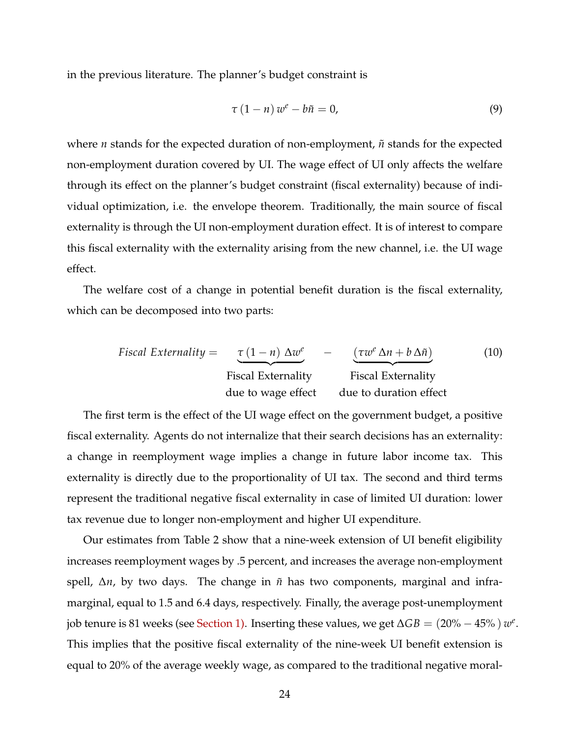in the previous literature. The planner's budget constraint is

$$\tau\left(1-n\right)w^{e}-b\tilde{n}=0, \tag{9}$$

where $n$ stands for the expected duration of non-employment, $\tilde{n}$ stands for the expected non-employment duration covered by UI. The wage effect of UI only affects the welfare through its effect on the planner's budget constraint (fiscal externality) because of individual optimization, i.e. the envelope theorem. Traditionally, the main source of fiscal externality is through the UI non-employment duration effect. It is of interest to compare this fiscal externality with the externality arising from the new channel, i.e. the UI wage effect.

The welfare cost of a change in potential benefit duration is the fiscal externality, which can be decomposed into two parts:

$$\textit{Fiscal Externality} = \underbrace{\tau\left(1-n\right)\Delta w^{e}}_{\substack{\text{Fiscal Externality}\\ \text{due to wage effect}}} - \underbrace{\left(\tau w^{e}\,\Delta n + b\,\Delta\tilde{n}\right)}_{\substack{\text{Fiscal Externality}\\ \text{due to duration effect}}} \tag{10}$$

The first term is the effect of the UI wage effect on the government budget, a positive fiscal externality. Agents do not internalize that their search decisions has an externality: a change in reemployment wage implies a change in future labor income tax. This externality is directly due to the proportionality of UI tax. The second and third terms represent the traditional negative fiscal externality in case of limited UI duration: lower tax revenue due to longer non-employment and higher UI expenditure.

Our estimates from Table 2 show that a nine-week extension of UI benefit eligibility increases reemployment wages by .5 percent, and increases the average non-employment spell, $\Delta n$, by two days. The change in $\tilde{n}$ has two components, marginal and inframarginal, equal to 1.5 and 6.4 days, respectively. Finally, the average post-unemployment job tenure is 81 weeks (see Section 1). Inserting these values, we get $\Delta GB = (20\% - 45\%)\, w^{e}$. This implies that the positive fiscal externality of the nine-week UI benefit extension is equal to 20% of the average weekly wage, as compared to the traditional negative moral-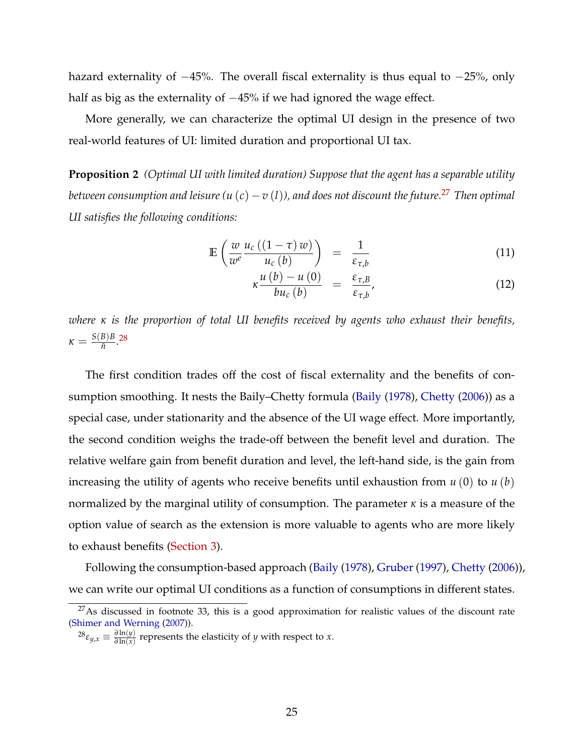hazard externality of −45%. The overall fiscal externality is thus equal to −25%, only half as big as the externality of −45% if we had ignored the wage effect.

More generally, we can characterize the optimal UI design in the presence of two real-world features of UI: limited duration and proportional UI tax.

**Proposition 2** *(Optimal UI with limited duration) Suppose that the agent has a separable utility between consumption and leisure ($u(c) - v(l)$), and does not discount the future.*[27] *Then optimal UI satisfies the following conditions:*

$$\mathbb{E}\left(\frac{w}{w^e}\frac{u_c\left(\left(1-\tau\right)w\right)}{u_c\left(b\right)}\right) = \frac{1}{\varepsilon_{\tau,b}} \tag{11}$$

$$\kappa\frac{u\left(b\right)-u\left(0\right)}{bu_c\left(b\right)} = \frac{\varepsilon_{\tau,B}}{\varepsilon_{\tau,b}}, \tag{12}$$

*where $\kappa$ is the proportion of total UI benefits received by agents who exhaust their benefits, $\kappa = \frac{S(B)B}{\bar{n}}$.*[28]

The first condition trades off the cost of fiscal externality and the benefits of consumption smoothing. It nests the Baily–Chetty formula (Baily (1978), Chetty (2006)) as a special case, under stationarity and the absence of the UI wage effect. More importantly, the second condition weighs the trade-off between the benefit level and duration. The relative welfare gain from benefit duration and level, the left-hand side, is the gain from increasing the utility of agents who receive benefits until exhaustion from $u(0)$ to $u(b)$ normalized by the marginal utility of consumption. The parameter $\kappa$ is a measure of the option value of search as the extension is more valuable to agents who are more likely to exhaust benefits (Section 3).

Following the consumption-based approach (Baily (1978), Gruber (1997), Chetty (2006)), we can write our optimal UI conditions as a function of consumptions in different states.

---

[27] As discussed in footnote 33, this is a good approximation for realistic values of the discount rate (Shimer and Werning (2007)).

[28] $\varepsilon_{y,x} \equiv \frac{\partial \ln(y)}{\partial \ln(x)}$ represents the elasticity of $y$ with respect to $x$.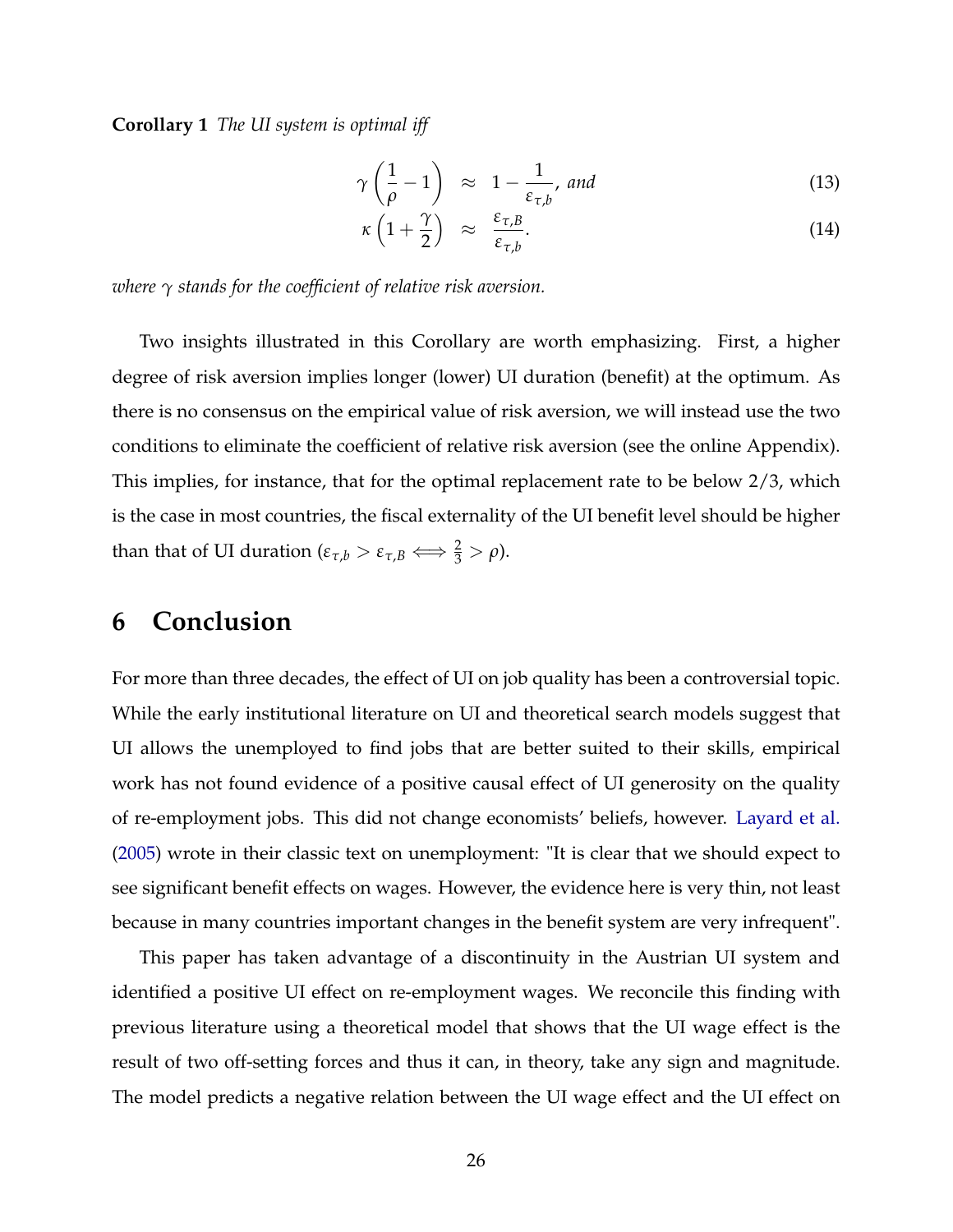**Corollary 1** *The UI system is optimal iff*

$$\gamma \left( \frac{1}{\rho} - 1 \right) \approx 1 - \frac{1}{\varepsilon_{\tau,b}}, \text{ and} \tag{13}$$

$$\kappa \left( 1 + \frac{\gamma}{2} \right) \approx \frac{\varepsilon_{\tau,B}}{\varepsilon_{\tau,b}}. \tag{14}$$

*where $\gamma$ stands for the coefficient of relative risk aversion.*

Two insights illustrated in this Corollary are worth emphasizing. First, a higher degree of risk aversion implies longer (lower) UI duration (benefit) at the optimum. As there is no consensus on the empirical value of risk aversion, we will instead use the two conditions to eliminate the coefficient of relative risk aversion (see the online Appendix). This implies, for instance, that for the optimal replacement rate to be below 2/3, which is the case in most countries, the fiscal externality of the UI benefit level should be higher than that of UI duration ($\varepsilon_{\tau,b} > \varepsilon_{\tau,B} \iff \frac{2}{3} > \rho$).

# 6 Conclusion

For more than three decades, the effect of UI on job quality has been a controversial topic. While the early institutional literature on UI and theoretical search models suggest that UI allows the unemployed to find jobs that are better suited to their skills, empirical work has not found evidence of a positive causal effect of UI generosity on the quality of re-employment jobs. This did not change economists' beliefs, however. Layard et al. (2005) wrote in their classic text on unemployment: "It is clear that we should expect to see significant benefit effects on wages. However, the evidence here is very thin, not least because in many countries important changes in the benefit system are very infrequent".

This paper has taken advantage of a discontinuity in the Austrian UI system and identified a positive UI effect on re-employment wages. We reconcile this finding with previous literature using a theoretical model that shows that the UI wage effect is the result of two off-setting forces and thus it can, in theory, take any sign and magnitude. The model predicts a negative relation between the UI wage effect and the UI effect on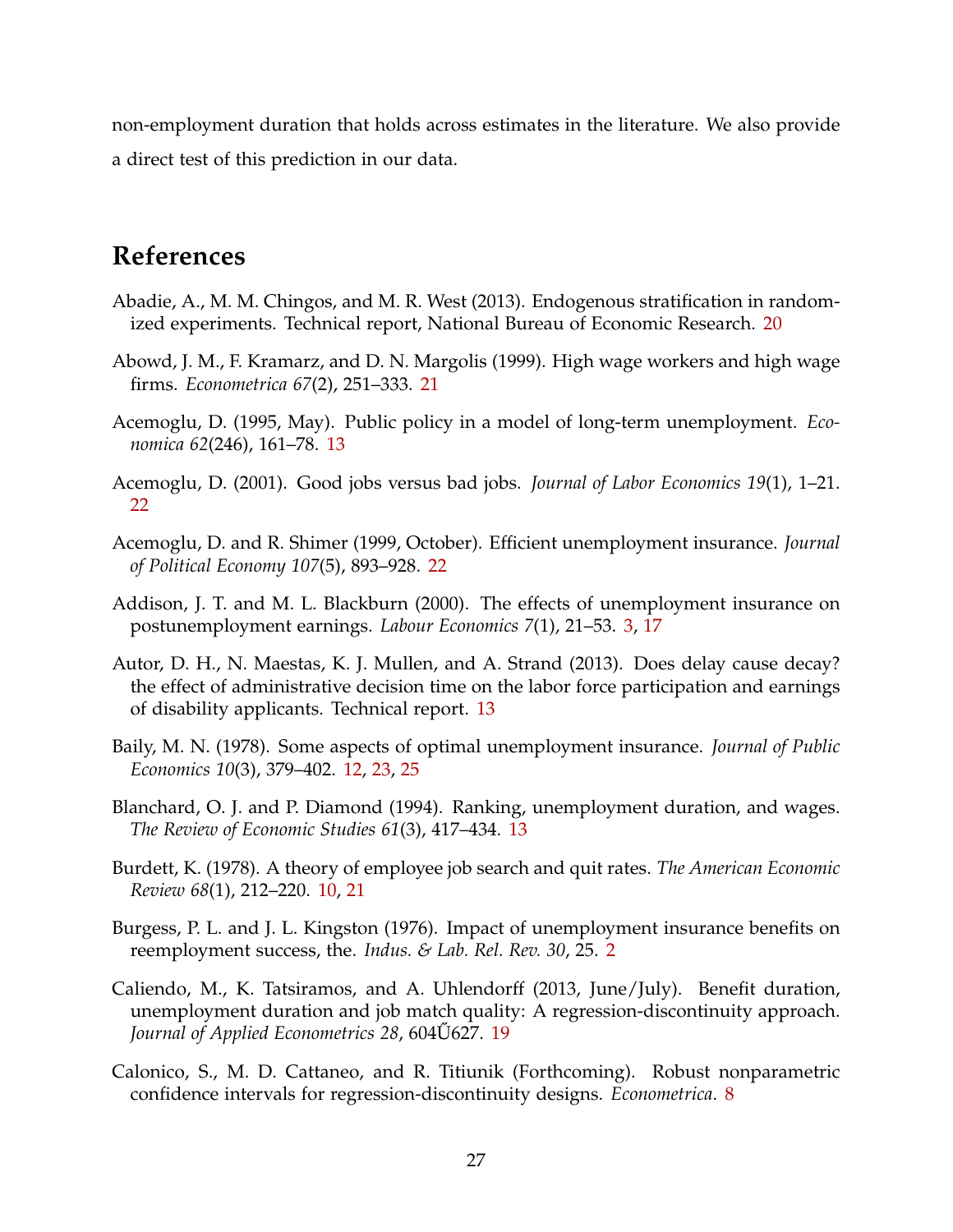non-employment duration that holds across estimates in the literature. We also provide a direct test of this prediction in our data.

# References

Abadie, A., M. M. Chingos, and M. R. West (2013). Endogenous stratification in randomized experiments. Technical report, National Bureau of Economic Research. 20

Abowd, J. M., F. Kramarz, and D. N. Margolis (1999). High wage workers and high wage firms. *Econometrica 67*(2), 251–333. 21

Acemoglu, D. (1995, May). Public policy in a model of long-term unemployment. *Economica 62*(246), 161–78. 13

Acemoglu, D. (2001). Good jobs versus bad jobs. *Journal of Labor Economics 19*(1), 1–21. 22

Acemoglu, D. and R. Shimer (1999, October). Efficient unemployment insurance. *Journal of Political Economy 107*(5), 893–928. 22

Addison, J. T. and M. L. Blackburn (2000). The effects of unemployment insurance on postunemployment earnings. *Labour Economics 7*(1), 21–53. 3, 17

Autor, D. H., N. Maestas, K. J. Mullen, and A. Strand (2013). Does delay cause decay? the effect of administrative decision time on the labor force participation and earnings of disability applicants. Technical report. 13

Baily, M. N. (1978). Some aspects of optimal unemployment insurance. *Journal of Public Economics 10*(3), 379–402. 12, 23, 25

Blanchard, O. J. and P. Diamond (1994). Ranking, unemployment duration, and wages. *The Review of Economic Studies 61*(3), 417–434. 13

Burdett, K. (1978). A theory of employee job search and quit rates. *The American Economic Review 68*(1), 212–220. 10, 21

Burgess, P. L. and J. L. Kingston (1976). Impact of unemployment insurance benefits on reemployment success, the. *Indus. & Lab. Rel. Rev. 30*, 25. 2

Caliendo, M., K. Tatsiramos, and A. Uhlendorff (2013, June/July). Benefit duration, unemployment duration and job match quality: A regression-discontinuity approach. *Journal of Applied Econometrics 28*, 604Ű627. 19

Calonico, S., M. D. Cattaneo, and R. Titiunik (Forthcoming). Robust nonparametric confidence intervals for regression-discontinuity designs. *Econometrica*. 8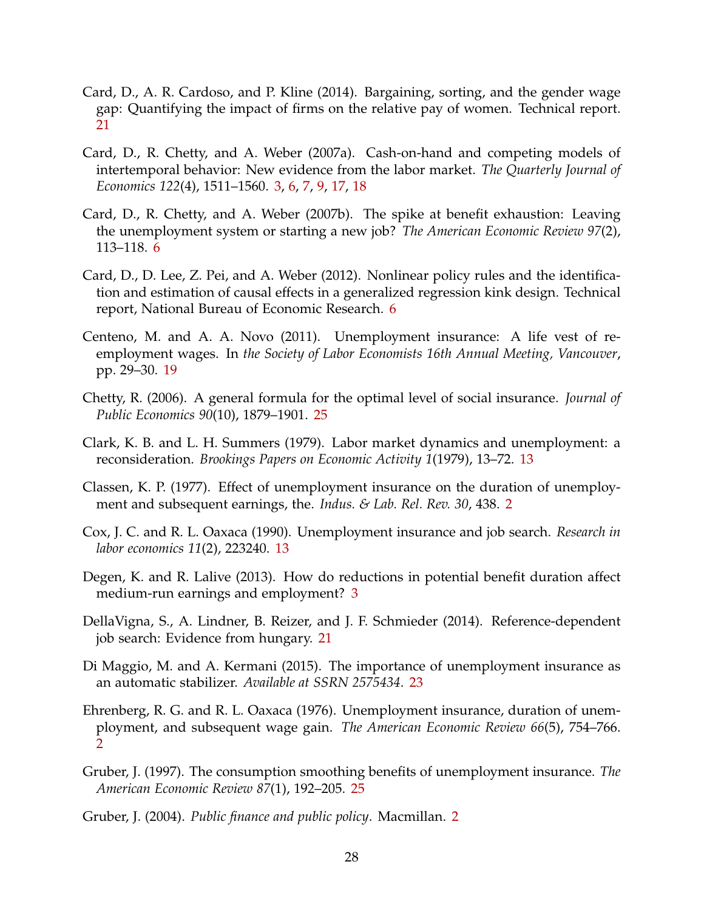Card, D., A. R. Cardoso, and P. Kline (2014). Bargaining, sorting, and the gender wage gap: Quantifying the impact of firms on the relative pay of women. Technical report. 21

Card, D., R. Chetty, and A. Weber (2007a). Cash-on-hand and competing models of intertemporal behavior: New evidence from the labor market. *The Quarterly Journal of Economics 122*(4), 1511–1560. 3, 6, 7, 9, 17, 18

Card, D., R. Chetty, and A. Weber (2007b). The spike at benefit exhaustion: Leaving the unemployment system or starting a new job? *The American Economic Review 97*(2), 113–118. 6

Card, D., D. Lee, Z. Pei, and A. Weber (2012). Nonlinear policy rules and the identification and estimation of causal effects in a generalized regression kink design. Technical report, National Bureau of Economic Research. 6

Centeno, M. and A. A. Novo (2011). Unemployment insurance: A life vest of reemployment wages. In *the Society of Labor Economists 16th Annual Meeting, Vancouver*, pp. 29–30. 19

Chetty, R. (2006). A general formula for the optimal level of social insurance. *Journal of Public Economics 90*(10), 1879–1901. 25

Clark, K. B. and L. H. Summers (1979). Labor market dynamics and unemployment: a reconsideration. *Brookings Papers on Economic Activity 1*(1979), 13–72. 13

Classen, K. P. (1977). Effect of unemployment insurance on the duration of unemployment and subsequent earnings, the. *Indus. & Lab. Rel. Rev. 30*, 438. 2

Cox, J. C. and R. L. Oaxaca (1990). Unemployment insurance and job search. *Research in labor economics 11*(2), 223240. 13

Degen, K. and R. Lalive (2013). How do reductions in potential benefit duration affect medium-run earnings and employment? 3

DellaVigna, S., A. Lindner, B. Reizer, and J. F. Schmieder (2014). Reference-dependent job search: Evidence from hungary. 21

Di Maggio, M. and A. Kermani (2015). The importance of unemployment insurance as an automatic stabilizer. *Available at SSRN 2575434*. 23

Ehrenberg, R. G. and R. L. Oaxaca (1976). Unemployment insurance, duration of unemployment, and subsequent wage gain. *The American Economic Review 66*(5), 754–766. 2

Gruber, J. (1997). The consumption smoothing benefits of unemployment insurance. *The American Economic Review 87*(1), 192–205. 25

Gruber, J. (2004). *Public finance and public policy*. Macmillan. 2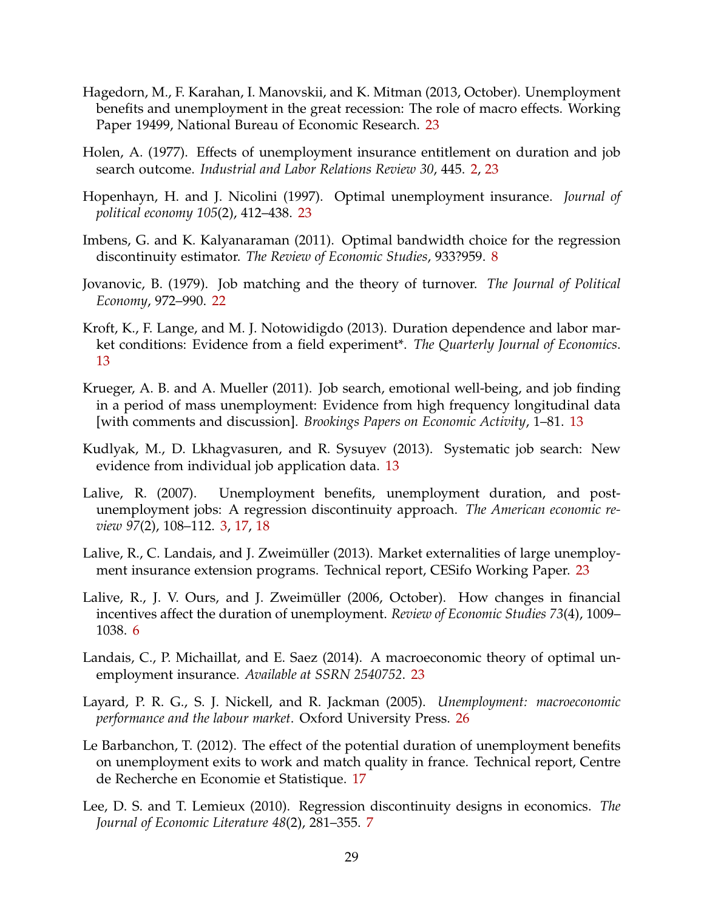Hagedorn, M., F. Karahan, I. Manovskii, and K. Mitman (2013, October). Unemployment benefits and unemployment in the great recession: The role of macro effects. Working Paper 19499, National Bureau of Economic Research. 23

Holen, A. (1977). Effects of unemployment insurance entitlement on duration and job search outcome. *Industrial and Labor Relations Review 30*, 445. 2, 23

Hopenhayn, H. and J. Nicolini (1997). Optimal unemployment insurance. *Journal of political economy 105*(2), 412–438. 23

Imbens, G. and K. Kalyanaraman (2011). Optimal bandwidth choice for the regression discontinuity estimator. *The Review of Economic Studies*, 933?959. 8

Jovanovic, B. (1979). Job matching and the theory of turnover. *The Journal of Political Economy*, 972–990. 22

Kroft, K., F. Lange, and M. J. Notowidigdo (2013). Duration dependence and labor market conditions: Evidence from a field experiment*. *The Quarterly Journal of Economics*. 13

Krueger, A. B. and A. Mueller (2011). Job search, emotional well-being, and job finding in a period of mass unemployment: Evidence from high frequency longitudinal data [with comments and discussion]. *Brookings Papers on Economic Activity*, 1–81. 13

Kudlyak, M., D. Lkhagvasuren, and R. Sysuyev (2013). Systematic job search: New evidence from individual job application data. 13

Lalive, R. (2007). Unemployment benefits, unemployment duration, and post-unemployment jobs: A regression discontinuity approach. *The American economic review 97*(2), 108–112. 3, 17, 18

Lalive, R., C. Landais, and J. Zweimüller (2013). Market externalities of large unemployment insurance extension programs. Technical report, CESifo Working Paper. 23

Lalive, R., J. V. Ours, and J. Zweimüller (2006, October). How changes in financial incentives affect the duration of unemployment. *Review of Economic Studies 73*(4), 1009–1038. 6

Landais, C., P. Michaillat, and E. Saez (2014). A macroeconomic theory of optimal unemployment insurance. *Available at SSRN 2540752*. 23

Layard, P. R. G., S. J. Nickell, and R. Jackman (2005). *Unemployment: macroeconomic performance and the labour market*. Oxford University Press. 26

Le Barbanchon, T. (2012). The effect of the potential duration of unemployment benefits on unemployment exits to work and match quality in france. Technical report, Centre de Recherche en Economie et Statistique. 17

Lee, D. S. and T. Lemieux (2010). Regression discontinuity designs in economics. *The Journal of Economic Literature 48*(2), 281–355. 7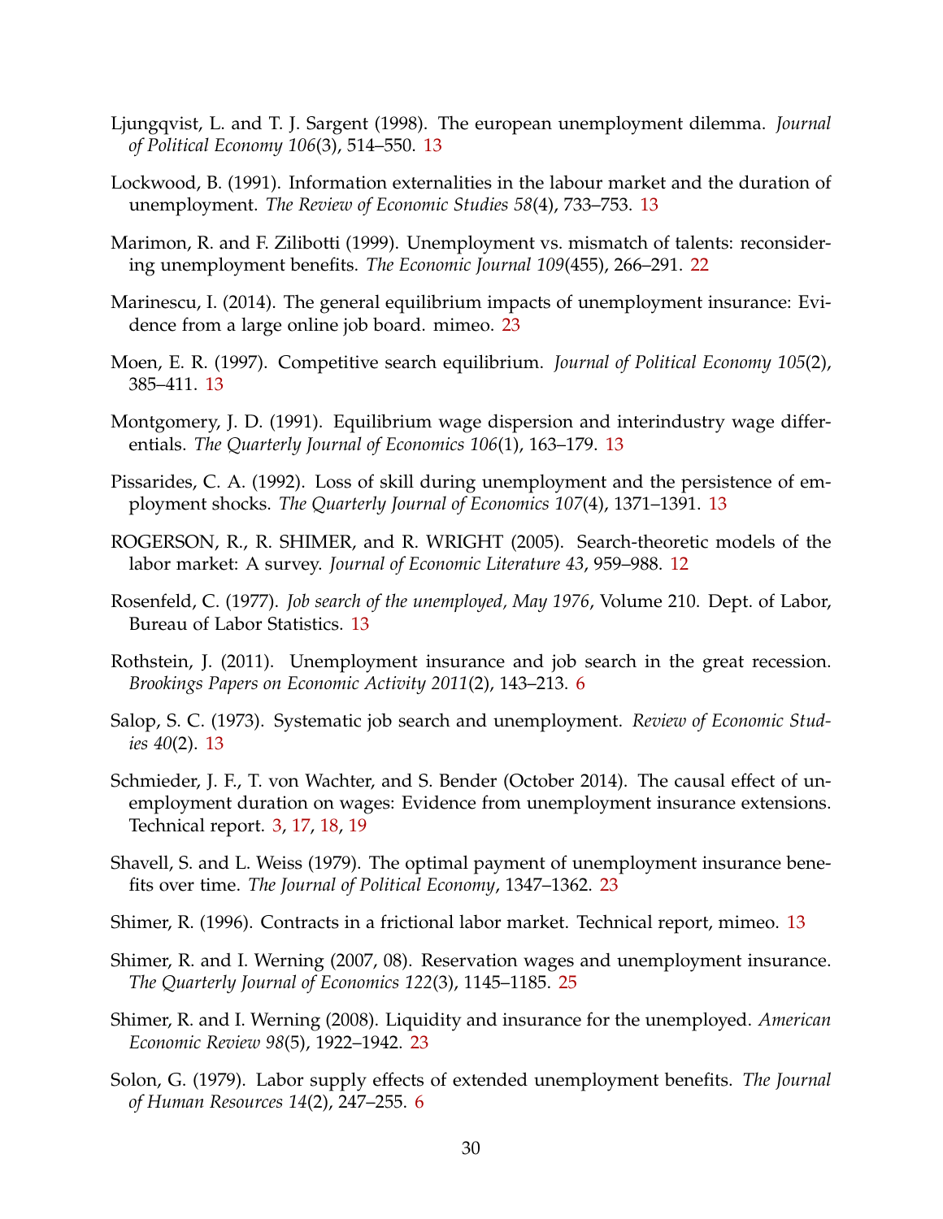Ljungqvist, L. and T. J. Sargent (1998). The european unemployment dilemma. *Journal of Political Economy 106*(3), 514–550. 13

Lockwood, B. (1991). Information externalities in the labour market and the duration of unemployment. *The Review of Economic Studies 58*(4), 733–753. 13

Marimon, R. and F. Zilibotti (1999). Unemployment vs. mismatch of talents: reconsidering unemployment benefits. *The Economic Journal 109*(455), 266–291. 22

Marinescu, I. (2014). The general equilibrium impacts of unemployment insurance: Evidence from a large online job board. mimeo. 23

Moen, E. R. (1997). Competitive search equilibrium. *Journal of Political Economy 105*(2), 385–411. 13

Montgomery, J. D. (1991). Equilibrium wage dispersion and interindustry wage differentials. *The Quarterly Journal of Economics 106*(1), 163–179. 13

Pissarides, C. A. (1992). Loss of skill during unemployment and the persistence of employment shocks. *The Quarterly Journal of Economics 107*(4), 1371–1391. 13

ROGERSON, R., R. SHIMER, and R. WRIGHT (2005). Search-theoretic models of the labor market: A survey. *Journal of Economic Literature 43*, 959–988. 12

Rosenfeld, C. (1977). *Job search of the unemployed, May 1976*, Volume 210. Dept. of Labor, Bureau of Labor Statistics. 13

Rothstein, J. (2011). Unemployment insurance and job search in the great recession. *Brookings Papers on Economic Activity 2011*(2), 143–213. 6

Salop, S. C. (1973). Systematic job search and unemployment. *Review of Economic Studies 40*(2). 13

Schmieder, J. F., T. von Wachter, and S. Bender (October 2014). The causal effect of unemployment duration on wages: Evidence from unemployment insurance extensions. Technical report. 3, 17, 18, 19

Shavell, S. and L. Weiss (1979). The optimal payment of unemployment insurance benefits over time. *The Journal of Political Economy*, 1347–1362. 23

Shimer, R. (1996). Contracts in a frictional labor market. Technical report, mimeo. 13

Shimer, R. and I. Werning (2007, 08). Reservation wages and unemployment insurance. *The Quarterly Journal of Economics 122*(3), 1145–1185. 25

Shimer, R. and I. Werning (2008). Liquidity and insurance for the unemployed. *American Economic Review 98*(5), 1922–1942. 23

Solon, G. (1979). Labor supply effects of extended unemployment benefits. *The Journal of Human Resources 14*(2), 247–255. 6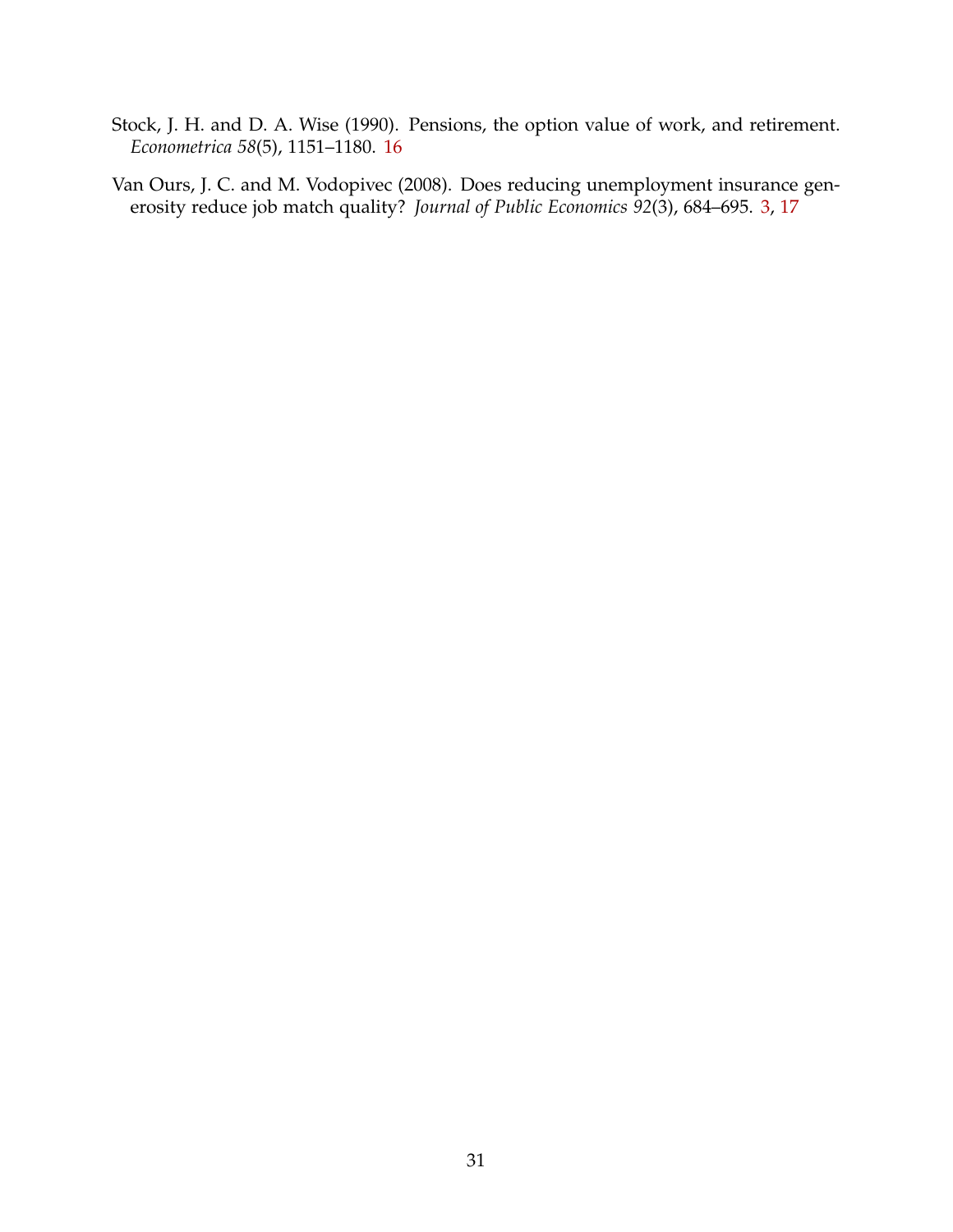Stock, J. H. and D. A. Wise (1990). Pensions, the option value of work, and retirement. *Econometrica 58*(5), 1151–1180. 16

Van Ours, J. C. and M. Vodopivec (2008). Does reducing unemployment insurance generosity reduce job match quality? *Journal of Public Economics 92*(3), 684–695. 3, 17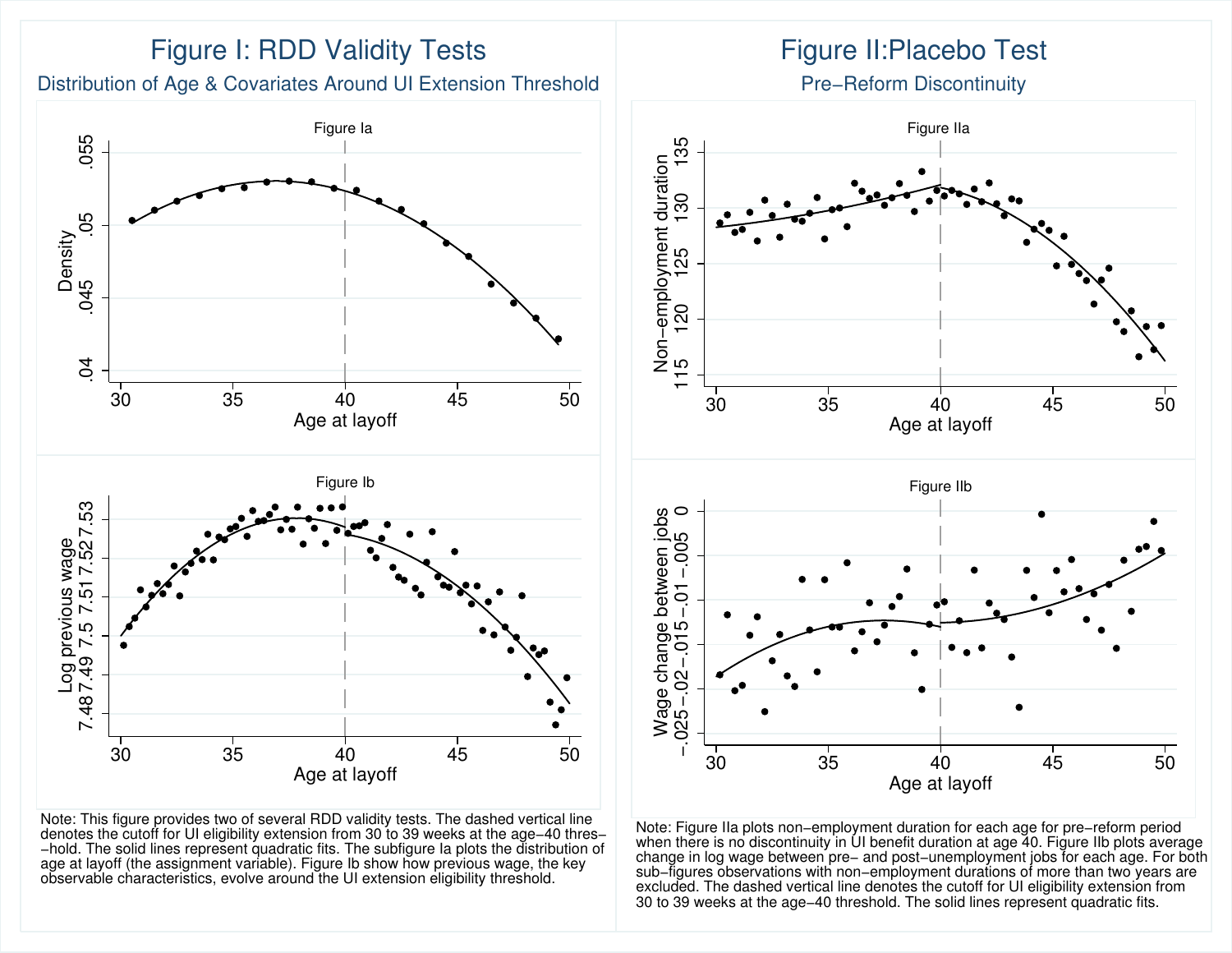# Figure I: RDD Validity Tests

## Distribution of Age & Covariates Around UI Extension Threshold

Figure Ia

Figure Ib

Note: This figure provides two of several RDD validity tests. The dashed vertical line denotes the cutoff for UI eligibility extension from 30 to 39 weeks at the age−40 threshold. The solid lines represent quadratic fits. The subfigure Ia plots the distribution of age at layoff (the assignment variable). Figure Ib show how previous wage, the key observable characteristics, evolve around the UI extension eligibility threshold.

# Figure II:Placebo Test

## Pre−Reform Discontinuity

Figure IIa

Figure IIb

Note: Figure IIa plots non−employment duration for each age for pre−reform period when there is no discontinuity in UI benefit duration at age 40. Figure IIb plots average change in log wage between pre− and post−unemployment jobs for each age. For both sub−figures observations with non−employment durations of more than two years are excluded. The dashed vertical line denotes the cutoff for UI eligibility extension from 30 to 39 weeks at the age−40 threshold. The solid lines represent quadratic fits.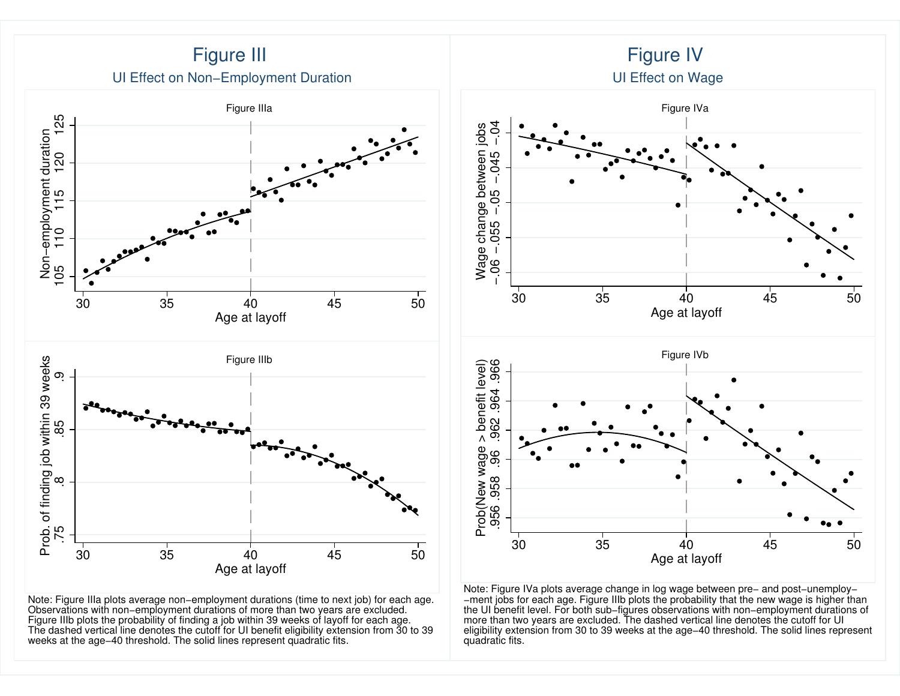# Figure III

## UI Effect on Non−Employment Duration

Note: Figure IIIa plots average non−employment durations (time to next job) for each age. Observations with non−employment durations of more than two years are excluded. Figure IIIb plots the probability of finding a job within 39 weeks of layoff for each age. The dashed vertical line denotes the cutoff for UI benefit eligibility extension from 30 to 39 weeks at the age−40 threshold. The solid lines represent quadratic fits.

# Figure IV

## UI Effect on Wage

Note: Figure IVa plots average change in log wage between pre− and post−unemploy− −ment jobs for each age. Figure IIIb plots the probability that the new wage is higher than the UI benefit level. For both sub−figures observations with non−employment durations of more than two years are excluded. The dashed vertical line denotes the cutoff for UI eligibility extension from 30 to 39 weeks at the age−40 threshold. The solid lines represent quadratic fits.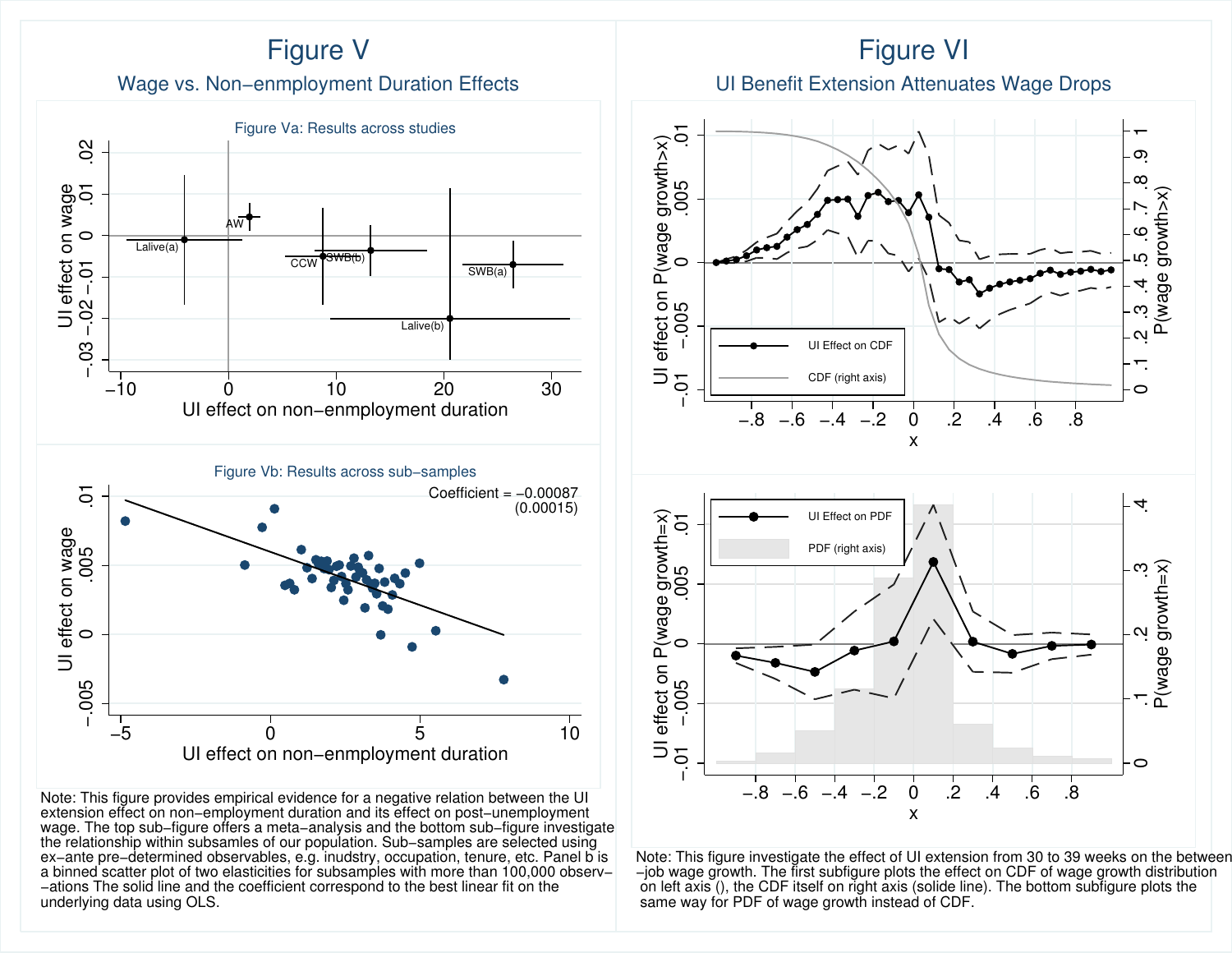# Figure V

## Wage vs. Non−enmployment Duration Effects

Figure Va: Results across studies

Figure Vb: Results across sub−samples

Coefficient = −0.00087
(0.00015)

Note: This figure provides empirical evidence for a negative relation between the UI extension effect on non−enmployment duration and its effect on post−unemployment wage. The top sub−figure offers a meta−analysis and the bottom sub−figure investigate the relationship within subsamles of our population. Sub−samples are selected using ex−ante pre−determined observables, e.g. inudstry, occupation, tenure, etc. Panel b is a binned scatter plot of two elasticities for subsamples with more than 100,000 observ−ations The solid line and the coefficient correspond to the best linear fit on the underlying data using OLS.

# Figure VI

## UI Benefit Extension Attenuates Wage Drops

Note: This figure investigate the effect of UI extension from 30 to 39 weeks on the between−job wage growth. The first subfigure plots the effect on CDF of wage growth distribution on left axis (), the CDF itself on right axis (solide line). The bottom subfigure plots the same way for PDF of wage growth instead of CDF.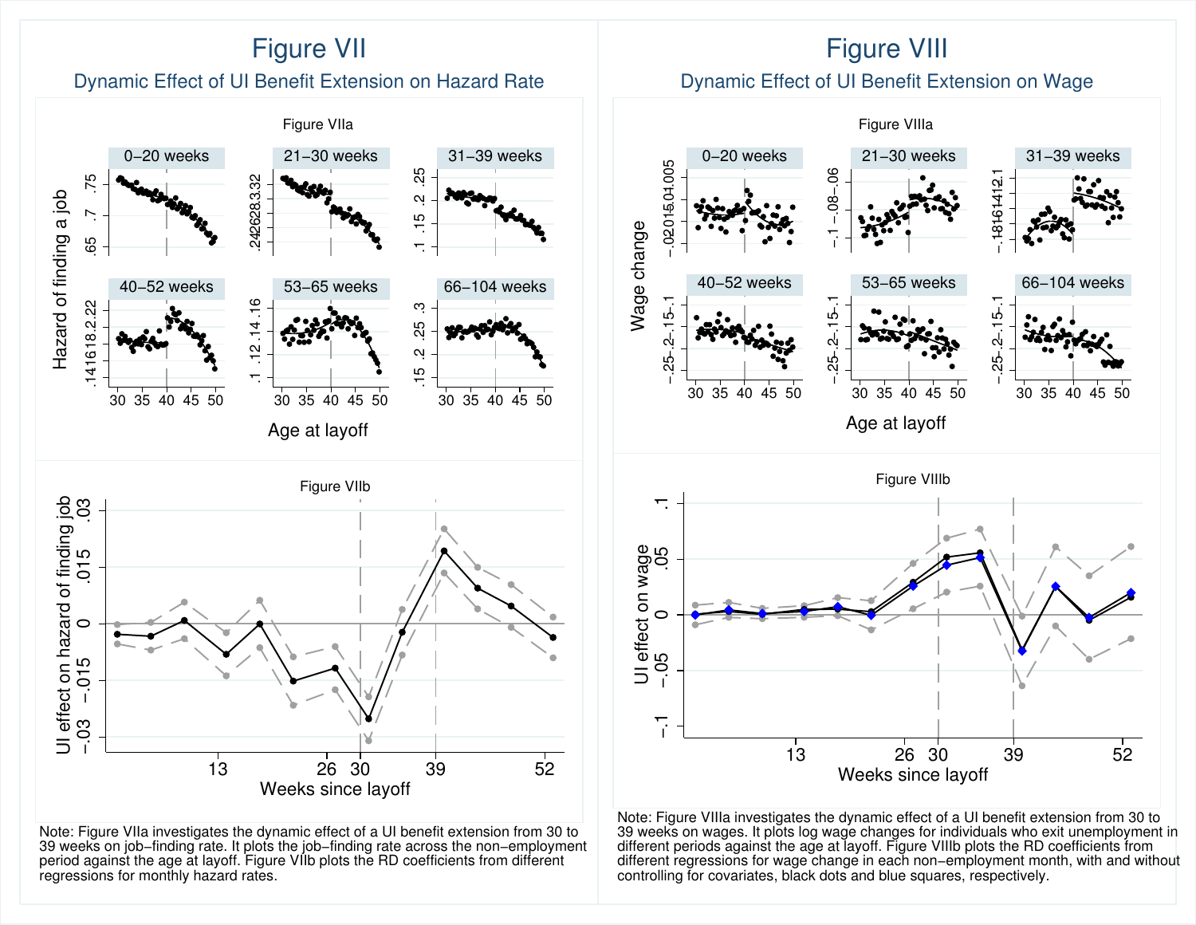# Figure VII

## Dynamic Effect of UI Benefit Extension on Hazard Rate

Note: Figure VIIa investigates the dynamic effect of a UI benefit extension from 30 to 39 weeks on job-finding rate. It plots the job-finding rate across the non-employment period against the age at layoff. Figure VIIb plots the RD coefficients from different regressions for monthly hazard rates.

# Figure VIII

## Dynamic Effect of UI Benefit Extension on Wage

Note: Figure VIIIa investigates the dynamic effect of a UI benefit extension from 30 to 39 weeks on wages. It plots log wage changes for individuals who exit unemployment in different periods against the age at layoff. Figure VIIIb plots the RD coefficients from different regressions for wage change in each non-employment month, with and without controlling for covariates, black dots and blue squares, respectively.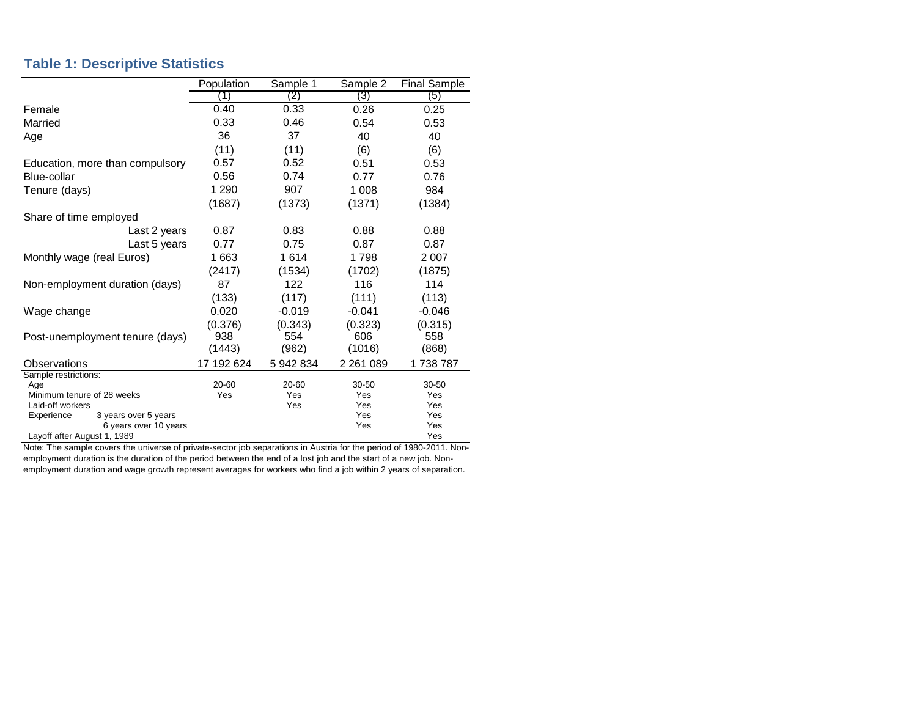## Table 1: Descriptive Statistics

| | Population | Sample 1 | Sample 2 | Final Sample |
|---|---|---|---|---|
| | (1) | (2) | (3) | (5) |
| Female | 0.40 | 0.33 | 0.26 | 0.25 |
| Married | 0.33 | 0.46 | 0.54 | 0.53 |
| Age | 36 | 37 | 40 | 40 |
| | (11) | (11) | (6) | (6) |
| Education, more than compulsory | 0.57 | 0.52 | 0.51 | 0.53 |
| Blue-collar | 0.56 | 0.74 | 0.77 | 0.76 |
| Tenure (days) | 1 290 | 907 | 1 008 | 984 |
| | (1687) | (1373) | (1371) | (1384) |
| Share of time employed | | | | |
| Last 2 years | 0.87 | 0.83 | 0.88 | 0.88 |
| Last 5 years | 0.77 | 0.75 | 0.87 | 0.87 |
| Monthly wage (real Euros) | 1 663 | 1 614 | 1 798 | 2 007 |
| | (2417) | (1534) | (1702) | (1875) |
| Non-employment duration (days) | 87 | 122 | 116 | 114 |
| | (133) | (117) | (111) | (113) |
| Wage change | 0.020 | -0.019 | -0.041 | -0.046 |
| | (0.376) | (0.343) | (0.323) | (0.315) |
| Post-unemployment tenure (days) | 938 | 554 | 606 | 558 |
| | (1443) | (962) | (1016) | (868) |
| Observations | 17 192 624 | 5 942 834 | 2 261 089 | 1 738 787 |
| Sample restrictions: | | | | |
| Age | 20-60 | 20-60 | 30-50 | 30-50 |
| Minimum tenure of 28 weeks | Yes | Yes | Yes | Yes |
| Laid-off workers | | Yes | Yes | Yes |
| Experience: 3 years over 5 years | | | Yes | Yes |
| Experience: 6 years over 10 years | | | Yes | Yes |
| Layoff after August 1, 1989 | | | | Yes |

Note: The sample covers the universe of private-sector job separations in Austria for the period of 1980-2011. Non-employment duration is the duration of the period between the end of a lost job and the start of a new job. Non-employment duration and wage growth represent averages for workers who find a job within 2 years of separation.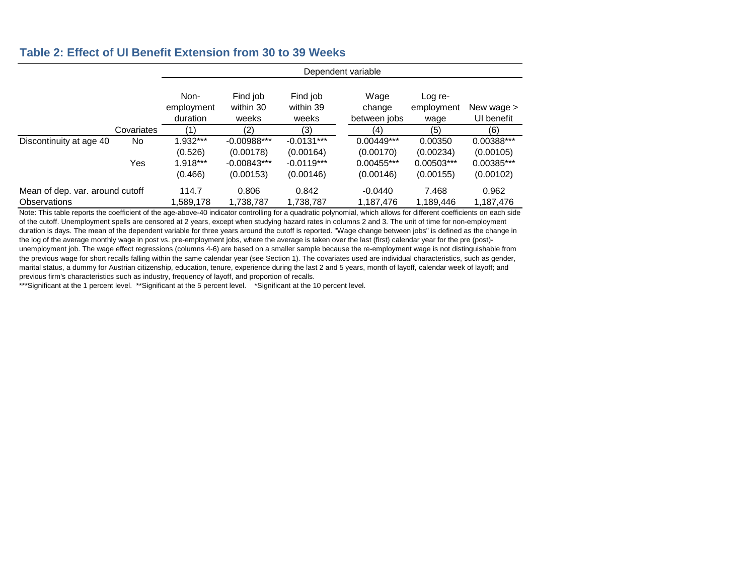## Table 2: Effect of UI Benefit Extension from 30 to 39 Weeks

| | | Dependent variable | | | | | |
|---|---|---|---|---|---|---|---|
| | | Non-employment duration | Find job within 30 weeks | Find job within 39 weeks | Wage change between jobs | Log re-employment wage | New wage > UI benefit |
| | Covariates | (1) | (2) | (3) | (4) | (5) | (6) |
| Discontinuity at age 40 | No | 1.932*** | -0.00988*** | -0.0131*** | 0.00449*** | 0.00350 | 0.00388*** |
| | | (0.526) | (0.00178) | (0.00164) | (0.00170) | (0.00234) | (0.00105) |
| | Yes | 1.918*** | -0.00843*** | -0.0119*** | 0.00455*** | 0.00503*** | 0.00385*** |
| | | (0.466) | (0.00153) | (0.00146) | (0.00146) | (0.00155) | (0.00102) |
| Mean of dep. var. around cutoff | | 114.7 | 0.806 | 0.842 | -0.0440 | 7.468 | 0.962 |
| Observations | | 1,589,178 | 1,738,787 | 1,738,787 | 1,187,476 | 1,189,446 | 1,187,476 |

Note: This table reports the coefficient of the age-above-40 indicator controlling for a quadratic polynomial, which allows for different coefficients on each side of the cutoff. Unemployment spells are censored at 2 years, except when studying hazard rates in columns 2 and 3. The unit of time for non-employment duration is days. The mean of the dependent variable for three years around the cutoff is reported. "Wage change between jobs" is defined as the change in the log of the average monthly wage in post vs. pre-employment jobs, where the average is taken over the last (first) calendar year for the pre (post)-unemployment job. The wage effect regressions (columns 4-6) are based on a smaller sample because the re-employment wage is not distinguishable from the previous wage for short recalls falling within the same calendar year (see Section 1). The covariates used are individual characteristics, such as gender, marital status, a dummy for Austrian citizenship, education, tenure, experience during the last 2 and 5 years, month of layoff, calendar week of layoff; and previous firm's characteristics such as industry, frequency of layoff, and proportion of recalls.

***Significant at the 1 percent level. **Significant at the 5 percent level. *Significant at the 10 percent level.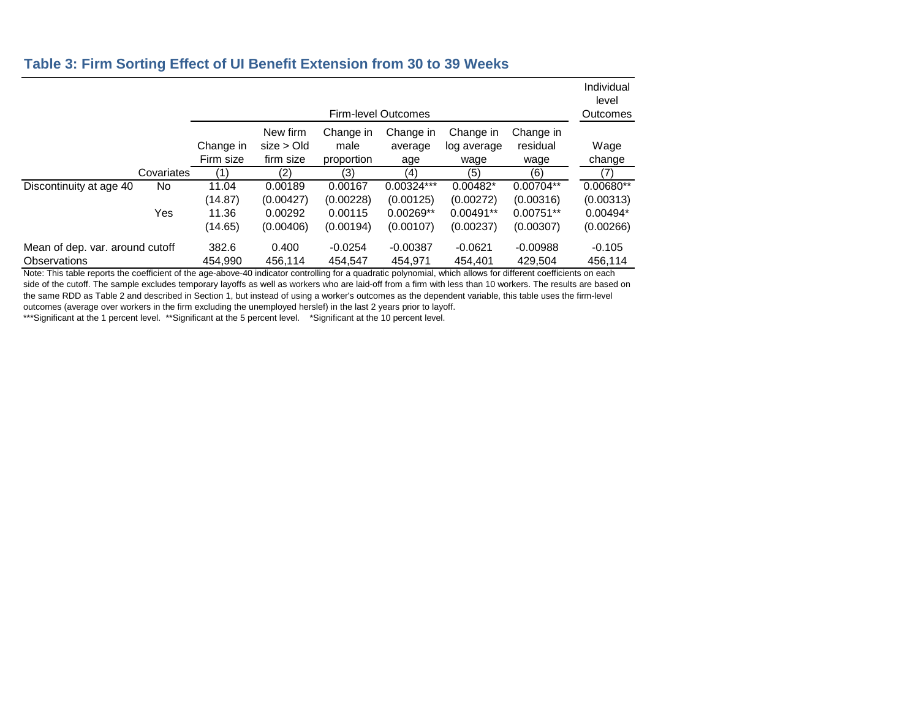## Table 3: Firm Sorting Effect of UI Benefit Extension from 30 to 39 Weeks

| | | Firm-level Outcomes | | | | | | Individual level Outcomes |
|---|---|---|---|---|---|---|---|---|
| | | Change in Firm size | New firm size > Old firm size | Change in male proportion | Change in average age | Change in log average wage | Change in residual wage | Wage change |
| | Covariates | (1) | (2) | (3) | (4) | (5) | (6) | (7) |
| Discontinuity at age 40 | No | 11.04 | 0.00189 | 0.00167 | 0.00324*** | 0.00482* | 0.00704** | 0.00680** |
| | | (14.87) | (0.00427) | (0.00228) | (0.00125) | (0.00272) | (0.00316) | (0.00313) |
| | Yes | 11.36 | 0.00292 | 0.00115 | 0.00269** | 0.00491** | 0.00751** | 0.00494* |
| | | (14.65) | (0.00406) | (0.00194) | (0.00107) | (0.00237) | (0.00307) | (0.00266) |
| Mean of dep. var. around cutoff | | 382.6 | 0.400 | -0.0254 | -0.00387 | -0.0621 | -0.00988 | -0.105 |
| Observations | | 454,990 | 456,114 | 454,547 | 454,971 | 454,401 | 429,504 | 456,114 |

Note: This table reports the coefficient of the age-above-40 indicator controlling for a quadratic polynomial, which allows for different coefficients on each side of the cutoff. The sample excludes temporary layoffs as well as workers who are laid-off from a firm with less than 10 workers. The results are based on the same RDD as Table 2 and described in Section 1, but instead of using a worker's outcomes as the dependent variable, this table uses the firm-level outcomes (average over workers in the firm excluding the unemployed herslef) in the last 2 years prior to layoff.

***Significant at the 1 percent level. **Significant at the 5 percent level. *Significant at the 10 percent level.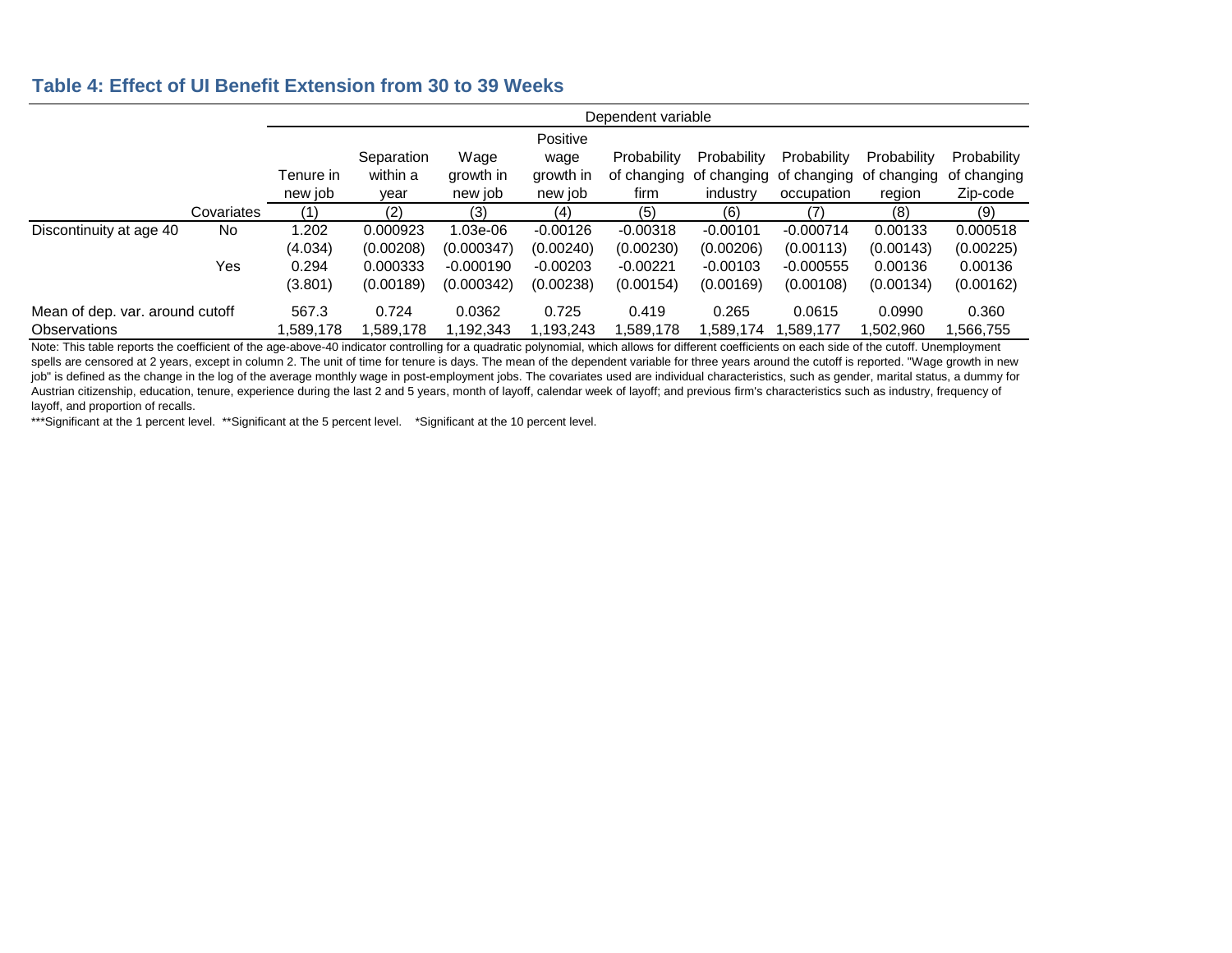### Table 4: Effect of UI Benefit Extension from 30 to 39 Weeks

| | | Dependent variable | | | | | | | | |
|---|---|---|---|---|---|---|---|---|---|---|
| | | Tenure in new job | Separation within a year | Wage growth in new job | Positive wage growth in new job | Probability of changing firm | Probability of changing industry | Probability of changing occupation | Probability of changing region | Probability of changing Zip-code |
| | Covariates | (1) | (2) | (3) | (4) | (5) | (6) | (7) | (8) | (9) |
| Discontinuity at age 40 | No | 1.202 | 0.000923 | 1.03e-06 | -0.00126 | -0.00318 | -0.00101 | -0.000714 | 0.00133 | 0.000518 |
| | | (4.034) | (0.00208) | (0.000347) | (0.00240) | (0.00230) | (0.00206) | (0.00113) | (0.00143) | (0.00225) |
| | Yes | 0.294 | 0.000333 | -0.000190 | -0.00203 | -0.00221 | -0.00103 | -0.000555 | 0.00136 | 0.00136 |
| | | (3.801) | (0.00189) | (0.000342) | (0.00238) | (0.00154) | (0.00169) | (0.00108) | (0.00134) | (0.00162) |
| Mean of dep. var. around cutoff | | 567.3 | 0.724 | 0.0362 | 0.725 | 0.419 | 0.265 | 0.0615 | 0.0990 | 0.360 |
| Observations | | 1,589,178 | 1,589,178 | 1,192,343 | 1,193,243 | 1,589,178 | 1,589,174 | 1,589,177 | 1,502,960 | 1,566,755 |

Note: This table reports the coefficient of the age-above-40 indicator controlling for a quadratic polynomial, which allows for different coefficients on each side of the cutoff. Unemployment spells are censored at 2 years, except in column 2. The unit of time for tenure is days. The mean of the dependent variable for three years around the cutoff is reported. "Wage growth in new job" is defined as the change in the log of the average monthly wage in post-employment jobs. The covariates used are individual characteristics, such as gender, marital status, a dummy for Austrian citizenship, education, tenure, experience during the last 2 and 5 years, month of layoff, calendar week of layoff; and previous firm's characteristics such as industry, frequency of layoff, and proportion of recalls.

***Significant at the 1 percent level. **Significant at the 5 percent level. *Significant at the 10 percent level.